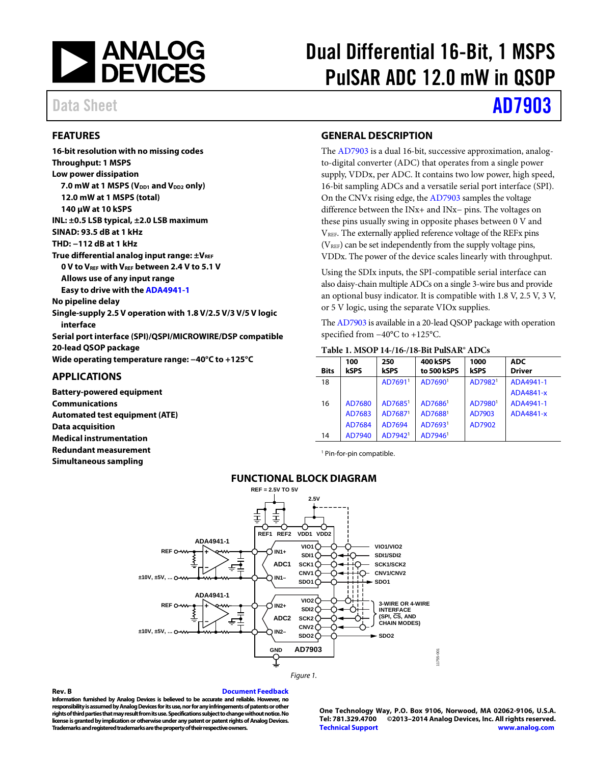# Dual Differential 16-Bit, 1 MSPS PulSAR ADC 12.0 mW in QSOP

Data Sheet **AD7903**

## FEATURES

**16-bit resolution with no missing codes**
**Throughput: 1 MSPS**
**Low power dissipation**
- **7.0 mW at 1 MSPS ($V_{DD1}$ and $V_{DD2}$ only)**
- **12.0 mW at 1 MSPS (total)**
- **140 μW at 10 kSPS**

**INL: ±0.5 LSB typical, ±2.0 LSB maximum**
**SINAD: 93.5 dB at 1 kHz**
**THD: −112 dB at 1 kHz**
**True differential analog input range: ±$V_{REF}$**
- **0 V to $V_{REF}$ with $V_{REF}$ between 2.4 V to 5.1 V**
- **Allows use of any input range**
- **Easy to drive with the ADA4941-1**

**No pipeline delay**
**Single-supply 2.5 V operation with 1.8 V/2.5 V/3 V/5 V logic interface**
**Serial port interface (SPI)/QSPI/MICROWIRE/DSP compatible**
**20-lead QSOP package**
**Wide operating temperature range: −40°C to +125°C**

## APPLICATIONS

**Battery-powered equipment**
**Communications**
**Automated test equipment (ATE)**
**Data acquisition**
**Medical instrumentation**
**Redundant measurement**
**Simultaneous sampling**

## GENERAL DESCRIPTION

The AD7903 is a dual 16-bit, successive approximation, analog-to-digital converter (ADC) that operates from a single power supply, VDDx, per ADC. It contains two low power, high speed, 16-bit sampling ADCs and a versatile serial port interface (SPI). On the CNVx rising edge, the AD7903 samples the voltage difference between the INx+ and INx− pins. The voltages on these pins usually swing in opposite phases between 0 V and $V_{REF}$. The externally applied reference voltage of the REFx pins ($V_{REF}$) can be set independently from the supply voltage pins, VDDx. The power of the device scales linearly with throughput.

Using the SDIx inputs, the SPI-compatible serial interface can also daisy-chain multiple ADCs on a single 3-wire bus and provide an optional busy indicator. It is compatible with 1.8 V, 2.5 V, 3 V, or 5 V logic, using the separate VIOx supplies.

The AD7903 is available in a 20-lead QSOP package with operation specified from −40°C to +125°C.

**Table 1. MSOP 14-/16-/18-Bit PulSAR® ADCs**

| Bits | 100 kSPS | 250 kSPS | 400 kSPS to 500 kSPS | 1000 kSPS | ADC Driver |
|---|---|---|---|---|---|
| 18 | | AD7691[1] | AD7690[1] | AD7982[1] | ADA4941-1 |
| | | | | | ADA4841-x |
| 16 | AD7680 | AD7685[1] | AD7686[1] | AD7980[1] | ADA4941-1 |
| | AD7683 | AD7687[1] | AD7688[1] | AD7903 | ADA4841-x |
| | AD7684 | AD7694 | AD7693[1] | AD7902 | |
| 14 | AD7940 | AD7942[1] | AD7946[1] | | |

[1] Pin-for-pin compatible.

## FUNCTIONAL BLOCK DIAGRAM

Figure 1.

**Rev. B** Document Feedback

**Information furnished by Analog Devices is believed to be accurate and reliable. However, no responsibility is assumed by Analog Devices for its use, nor for any infringements of patents or other rights of third parties that may result from its use. Specifications subject to change without notice. No license is granted by implication or otherwise under any patent or patent rights of Analog Devices. Trademarks and registered trademarks are the property of their respective owners.**

**One Technology Way, P.O. Box 9106, Norwood, MA 02062-9106, U.S.A.**
**Tel: 781.329.4700 ©2013–2014 Analog Devices, Inc. All rights reserved.**
**Technical Support www.analog.com**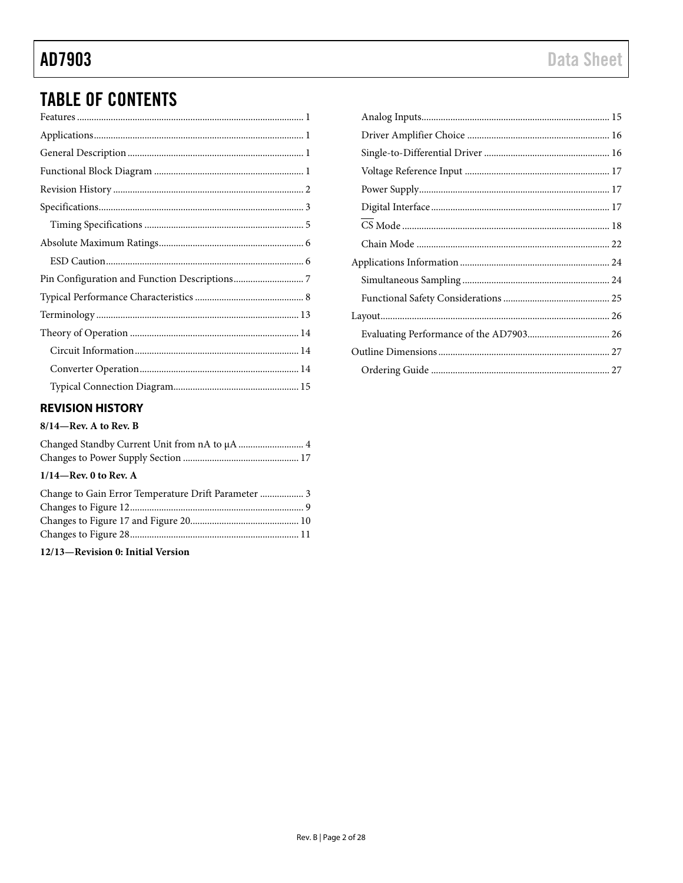## TABLE OF CONTENTS

Features ... 1
Applications ... 1
General Description ... 1
Functional Block Diagram ... 1
Revision History ... 2
Specifications ... 3
 Timing Specifications ... 5
Absolute Maximum Ratings ... 6
 ESD Caution ... 6
Pin Configuration and Function Descriptions ... 7
Typical Performance Characteristics ... 8
Terminology ... 13
Theory of Operation ... 14
 Circuit Information ... 14
 Converter Operation ... 14
 Typical Connection Diagram ... 15
 Analog Inputs ... 15
 Driver Amplifier Choice ... 16
 Single-to-Differential Driver ... 16
 Voltage Reference Input ... 17
 Power Supply ... 17
 Digital Interface ... 17
 $\overline{CS}$ Mode ... 18
 Chain Mode ... 22
Applications Information ... 24
 Simultaneous Sampling ... 24
 Functional Safety Considerations ... 25
Layout ... 26
 Evaluating Performance of the AD7903 ... 26
Outline Dimensions ... 27
 Ordering Guide ... 27

### REVISION HISTORY

**8/14—Rev. A to Rev. B**

Changed Standby Current Unit from nA to µA ... 4
Changes to Power Supply Section ... 17

**1/14—Rev. 0 to Rev. A**

Change to Gain Error Temperature Drift Parameter ... 3
Changes to Figure 12 ... 9
Changes to Figure 17 and Figure 20 ... 10
Changes to Figure 28 ... 11

**12/13—Revision 0: Initial Version**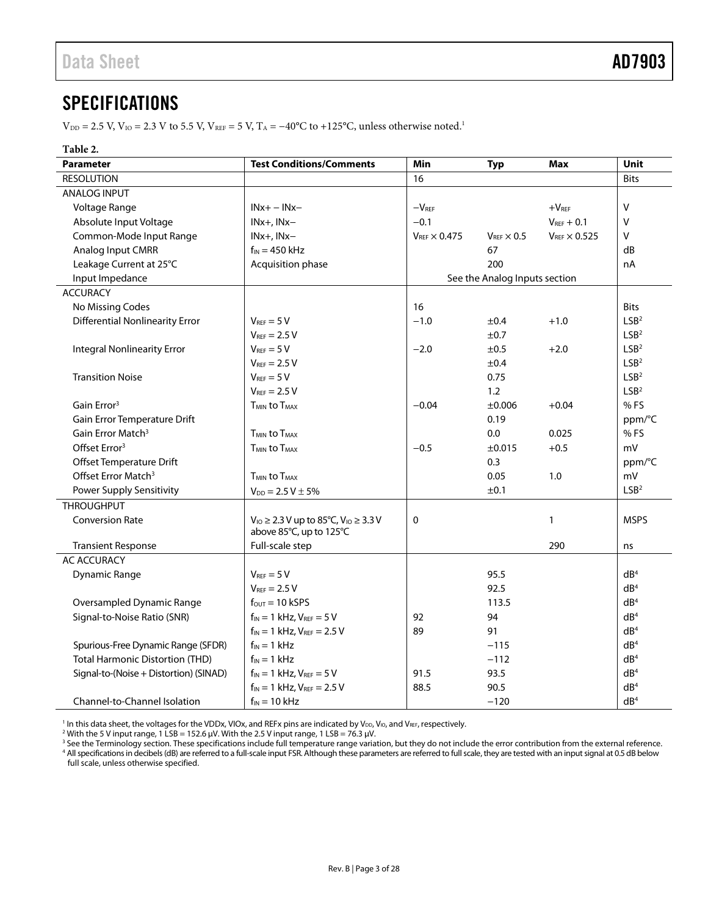## SPECIFICATIONS

$V_{DD}$ = 2.5 V, $V_{IO}$ = 2.3 V to 5.5 V, $V_{REF}$ = 5 V, $T_A$ = −40°C to +125°C, unless otherwise noted.[1]

**Table 2.**

| Parameter | Test Conditions/Comments | Min | Typ | Max | Unit |
|---|---|---|---|---|---|
| RESOLUTION | | 16 | | | Bits |
| ANALOG INPUT | | | | | |
| Voltage Range | INx+ − INx− | $-V_{REF}$ | | $+V_{REF}$ | V |
| Absolute Input Voltage | INx+, INx− | −0.1 | | $V_{REF}$ + 0.1 | V |
| Common-Mode Input Range | INx+, INx− | $V_{REF}$ × 0.475 | $V_{REF}$ × 0.5 | $V_{REF}$ × 0.525 | V |
| Analog Input CMRR | $f_{IN}$ = 450 kHz | | 67 | | dB |
| Leakage Current at 25°C | Acquisition phase | | 200 | | nA |
| Input Impedance | | See the Analog Inputs section | | | |
| ACCURACY | | | | | |
| No Missing Codes | | 16 | | | Bits |
| Differential Nonlinearity Error | $V_{REF}$ = 5 V | −1.0 | ±0.4 | +1.0 | LSB[2] |
| | $V_{REF}$ = 2.5 V | | ±0.7 | | LSB[2] |
| Integral Nonlinearity Error | $V_{REF}$ = 5 V | −2.0 | ±0.5 | +2.0 | LSB[2] |
| | $V_{REF}$ = 2.5 V | | ±0.4 | | LSB[2] |
| Transition Noise | $V_{REF}$ = 5 V | | 0.75 | | LSB[2] |
| | $V_{REF}$ = 2.5 V | | 1.2 | | LSB[2] |
| Gain Error[3] | $T_{MIN}$ to $T_{MAX}$ | −0.04 | ±0.006 | +0.04 | % FS |
| Gain Error Temperature Drift | | | 0.19 | | ppm/°C |
| Gain Error Match[3] | $T_{MIN}$ to $T_{MAX}$ | | 0.0 | 0.025 | % FS |
| Offset Error[3] | $T_{MIN}$ to $T_{MAX}$ | −0.5 | ±0.015 | +0.5 | mV |
| Offset Temperature Drift | | | 0.3 | | ppm/°C |
| Offset Error Match[3] | $T_{MIN}$ to $T_{MAX}$ | | 0.05 | 1.0 | mV |
| Power Supply Sensitivity | $V_{DD}$ = 2.5 V ± 5% | | ±0.1 | | LSB[2] |
| THROUGHPUT | | | | | |
| Conversion Rate | $V_{IO}$ ≥ 2.3 V up to 85°C, $V_{IO}$ ≥ 3.3 V above 85°C, up to 125°C | 0 | | 1 | MSPS |
| Transient Response | Full-scale step | | | 290 | ns |
| AC ACCURACY | | | | | |
| Dynamic Range | $V_{REF}$ = 5 V | | 95.5 | | dB[4] |
| | $V_{REF}$ = 2.5 V | | 92.5 | | dB[4] |
| Oversampled Dynamic Range | $f_{OUT}$ = 10 kSPS | | 113.5 | | dB[4] |
| Signal-to-Noise Ratio (SNR) | $f_{IN}$ = 1 kHz, $V_{REF}$ = 5 V | 92 | 94 | | dB[4] |
| | $f_{IN}$ = 1 kHz, $V_{REF}$ = 2.5 V | 89 | 91 | | dB[4] |
| Spurious-Free Dynamic Range (SFDR) | $f_{IN}$ = 1 kHz | | −115 | | dB[4] |
| Total Harmonic Distortion (THD) | $f_{IN}$ = 1 kHz | | −112 | | dB[4] |
| Signal-to-(Noise + Distortion) (SINAD) | $f_{IN}$ = 1 kHz, $V_{REF}$ = 5 V | 91.5 | 93.5 | | dB[4] |
| | $f_{IN}$ = 1 kHz, $V_{REF}$ = 2.5 V | 88.5 | 90.5 | | dB[4] |
| Channel-to-Channel Isolation | $f_{IN}$ = 10 kHz | | −120 | | dB[4] |

[1] In this data sheet, the voltages for the VDDx, VIOx, and REFx pins are indicated by $V_{DD}$, $V_{IO}$, and $V_{REF}$, respectively.

[2] With the 5 V input range, 1 LSB = 152.6 μV. With the 2.5 V input range, 1 LSB = 76.3 μV.

[3] See the Terminology section. These specifications include full temperature range variation, but they do not include the error contribution from the external reference.

[4] All specifications in decibels (dB) are referred to a full-scale input FSR. Although these parameters are referred to full scale, they are tested with an input signal at 0.5 dB below full scale, unless otherwise specified.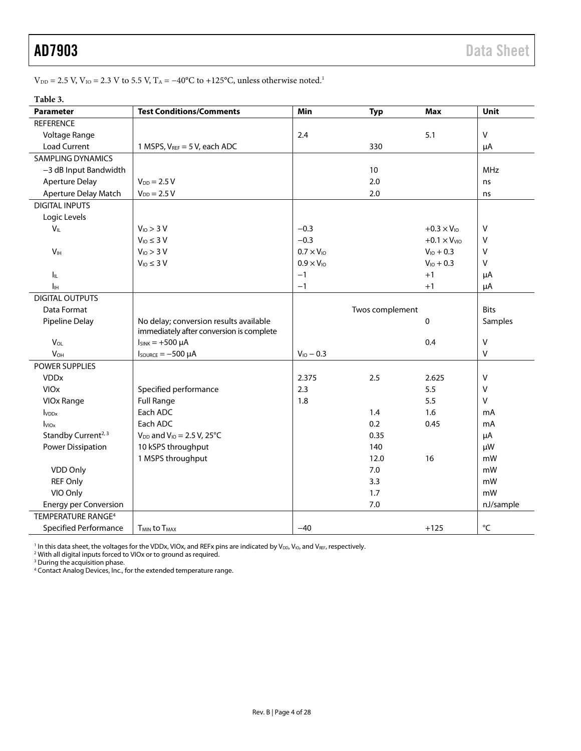$V_{DD}$ = 2.5 V, $V_{IO}$ = 2.3 V to 5.5 V, $T_A$ = −40°C to +125°C, unless otherwise noted.[1]

**Table 3.**

| Parameter | Test Conditions/Comments | Min | Typ | Max | Unit |
|---|---|---|---|---|---|
| REFERENCE | | | | | |
| Voltage Range | | 2.4 | | 5.1 | V |
| Load Current | 1 MSPS, $V_{REF}$ = 5 V, each ADC | | 330 | | µA |
| SAMPLING DYNAMICS | | | | | |
| −3 dB Input Bandwidth | | | 10 | | MHz |
| Aperture Delay | $V_{DD}$ = 2.5 V | | 2.0 | | ns |
| Aperture Delay Match | $V_{DD}$ = 2.5 V | | 2.0 | | ns |
| DIGITAL INPUTS | | | | | |
| Logic Levels | | | | | |
| $V_{IL}$ | $V_{IO}$ > 3 V | −0.3 | | +0.3 × $V_{IO}$ | V |
| | $V_{IO}$ ≤ 3 V | −0.3 | | +0.1 × $V_{VIO}$ | V |
| $V_{IH}$ | $V_{IO}$ > 3 V | 0.7 × $V_{IO}$ | | $V_{IO}$ + 0.3 | V |
| | $V_{IO}$ ≤ 3 V | 0.9 × $V_{IO}$ | | $V_{IO}$ + 0.3 | V |
| $I_{IL}$ | | −1 | | +1 | µA |
| $I_{IH}$ | | −1 | | +1 | µA |
| DIGITAL OUTPUTS | | | | | |
| Data Format | | | Twos complement | | Bits |
| Pipeline Delay | No delay; conversion results available immediately after conversion is complete | | | 0 | Samples |
| $V_{OL}$ | $I_{SINK}$ = +500 µA | | | 0.4 | V |
| $V_{OH}$ | $I_{SOURCE}$ = −500 µA | $V_{IO}$ − 0.3 | | | V |
| POWER SUPPLIES | | | | | |
| VDDx | | 2.375 | 2.5 | 2.625 | V |
| VIOx | Specified performance | 2.3 | | 5.5 | V |
| VIOx Range | Full Range | 1.8 | | 5.5 | V |
| $I_{VDDx}$ | Each ADC | | 1.4 | 1.6 | mA |
| $I_{VIOx}$ | Each ADC | | 0.2 | 0.45 | mA |
| Standby Current[2, 3] | $V_{DD}$ and $V_{IO}$ = 2.5 V, 25°C | | 0.35 | | µA |
| Power Dissipation | 10 kSPS throughput | | 140 | | µW |
| | 1 MSPS throughput | | 12.0 | 16 | mW |
| VDD Only | | | 7.0 | | mW |
| REF Only | | | 3.3 | | mW |
| VIO Only | | | 1.7 | | mW |
| Energy per Conversion | | | 7.0 | | nJ/sample |
| TEMPERATURE RANGE[4] | | | | | |
| Specified Performance | $T_{MIN}$ to $T_{MAX}$ | −40 | | +125 | °C |

[1] In this data sheet, the voltages for the VDDx, VIOx, and REFx pins are indicated by $V_{DD}$, $V_{IO}$, and $V_{REF}$, respectively.
[2] With all digital inputs forced to VIOx or to ground as required.
[3] During the acquisition phase.
[4] Contact Analog Devices, Inc., for the extended temperature range.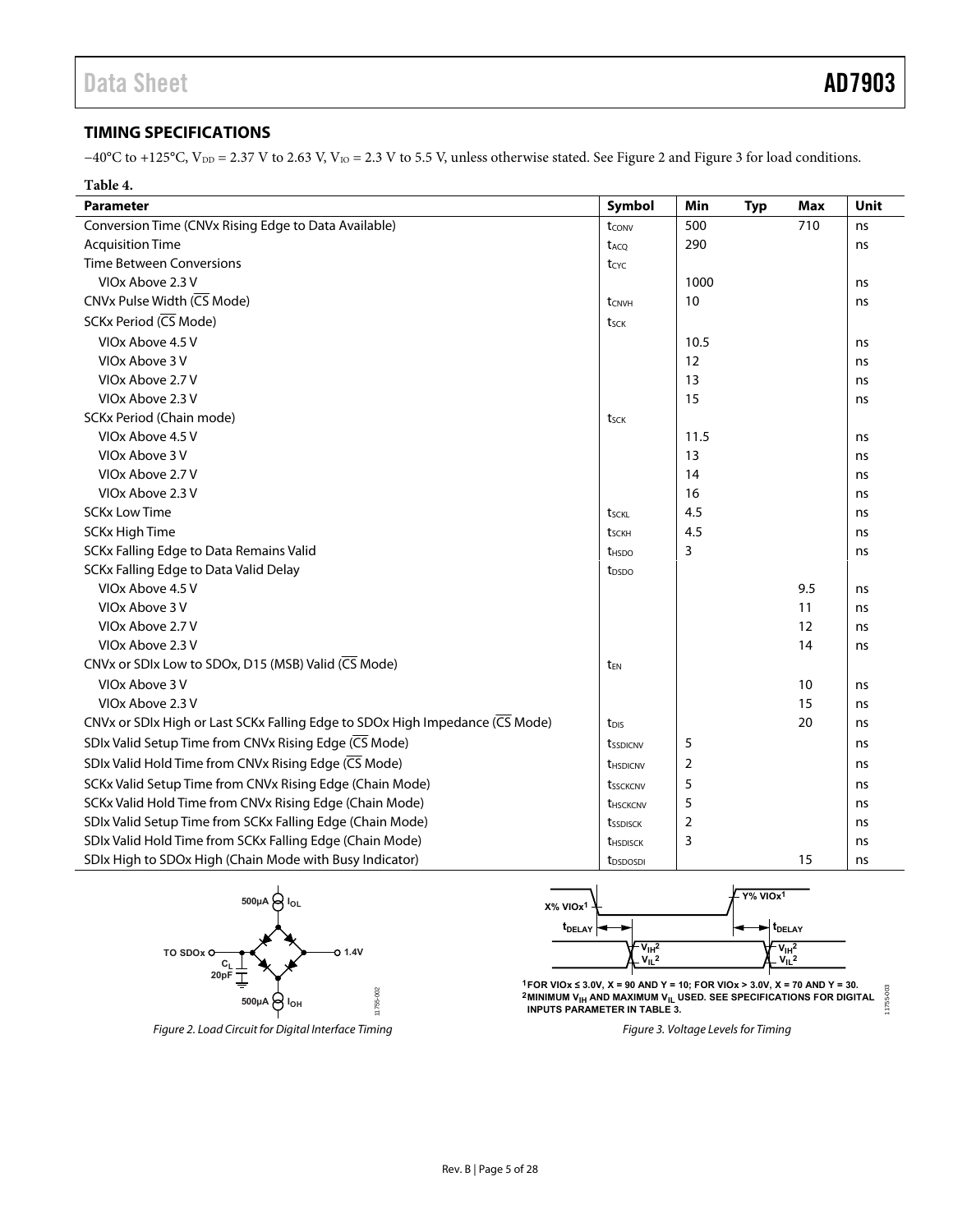## TIMING SPECIFICATIONS

−40°C to +125°C, $V_{DD}$ = 2.37 V to 2.63 V, $V_{IO}$ = 2.3 V to 5.5 V, unless otherwise stated. See Figure 2 and Figure 3 for load conditions.

**Table 4.**

| Parameter | Symbol | Min | Typ | Max | Unit |
|---|---|---|---|---|---|
| Conversion Time (CNVx Rising Edge to Data Available) | $t_{CONV}$ | 500 | | 710 | ns |
| Acquisition Time | $t_{ACQ}$ | 290 | | | ns |
| Time Between Conversions | $t_{CYC}$ | | | | |
| VIOx Above 2.3 V | | 1000 | | | ns |
| CNVx Pulse Width ($\overline{CS}$ Mode) | $t_{CNVH}$ | 10 | | | ns |
| SCKx Period ($\overline{CS}$ Mode) | $t_{SCK}$ | | | | |
| VIOx Above 4.5 V | | 10.5 | | | ns |
| VIOx Above 3 V | | 12 | | | ns |
| VIOx Above 2.7 V | | 13 | | | ns |
| VIOx Above 2.3 V | | 15 | | | ns |
| SCKx Period (Chain mode) | $t_{SCK}$ | | | | |
| VIOx Above 4.5 V | | 11.5 | | | ns |
| VIOx Above 3 V | | 13 | | | ns |
| VIOx Above 2.7 V | | 14 | | | ns |
| VIOx Above 2.3 V | | 16 | | | ns |
| SCKx Low Time | $t_{SCKL}$ | 4.5 | | | ns |
| SCKx High Time | $t_{SCKH}$ | 4.5 | | | ns |
| SCKx Falling Edge to Data Remains Valid | $t_{HSDO}$ | 3 | | | ns |
| SCKx Falling Edge to Data Valid Delay | $t_{DSDO}$ | | | | |
| VIOx Above 4.5 V | | | | 9.5 | ns |
| VIOx Above 3 V | | | | 11 | ns |
| VIOx Above 2.7 V | | | | 12 | ns |
| VIOx Above 2.3 V | | | | 14 | ns |
| CNVx or SDIx Low to SDOx, D15 (MSB) Valid ($\overline{CS}$ Mode) | $t_{EN}$ | | | | |
| VIOx Above 3 V | | | | 10 | ns |
| VIOx Above 2.3 V | | | | 15 | ns |
| CNVx or SDIx High or Last SCKx Falling Edge to SDOx High Impedance ($\overline{CS}$ Mode) | $t_{DIS}$ | | | 20 | ns |
| SDIx Valid Setup Time from CNVx Rising Edge ($\overline{CS}$ Mode) | $t_{SSDICNV}$ | 5 | | | ns |
| SDIx Valid Hold Time from CNVx Rising Edge ($\overline{CS}$ Mode) | $t_{HSDICNV}$ | 2 | | | ns |
| SCKx Valid Setup Time from CNVx Rising Edge (Chain Mode) | $t_{SSCKCNV}$ | 5 | | | ns |
| SCKx Valid Hold Time from CNVx Rising Edge (Chain Mode) | $t_{HSCKCNV}$ | 5 | | | ns |
| SDIx Valid Setup Time from SCKx Falling Edge (Chain Mode) | $t_{SSDISCK}$ | 2 | | | ns |
| SDIx Valid Hold Time from SCKx Falling Edge (Chain Mode) | $t_{HSDISCK}$ | 3 | | | ns |
| SDIx High to SDOx High (Chain Mode with Busy Indicator) | $t_{DSDOSDI}$ | | | 15 | ns |

Figure 2. Load Circuit for Digital Interface Timing

[1] FOR VIOx ≤ 3.0V, X = 90 AND Y = 10; FOR VIOx > 3.0V, X = 70 AND Y = 30.
[2] MINIMUM $V_{IH}$ AND MAXIMUM $V_{IL}$ USED. SEE SPECIFICATIONS FOR DIGITAL INPUTS PARAMETER IN TABLE 3.

Figure 3. Voltage Levels for Timing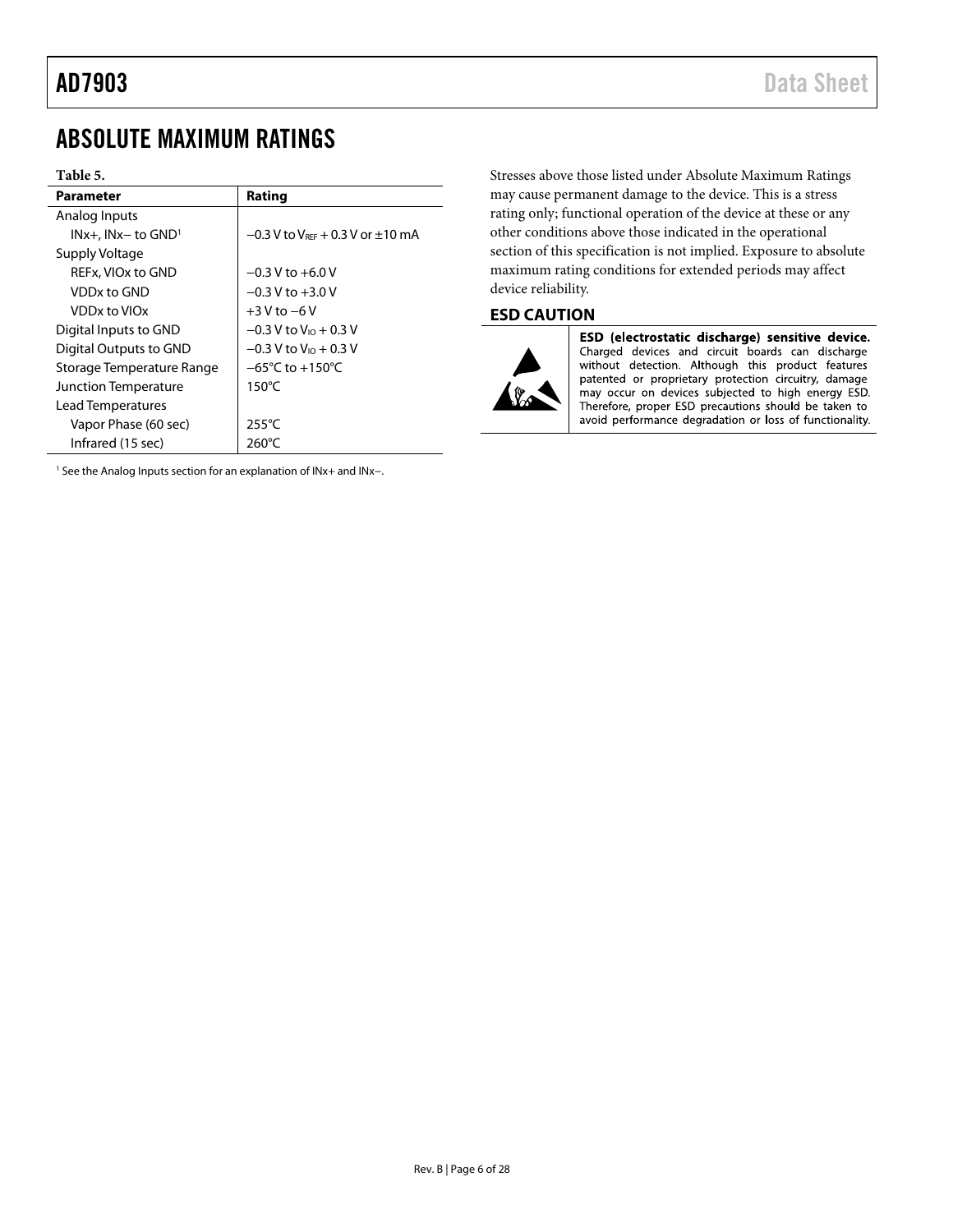# ABSOLUTE MAXIMUM RATINGS

**Table 5.**

| Parameter | Rating |
| --- | --- |
| Analog Inputs | |
| INx+, INx− to GND[1] | −0.3 V to $V_{REF}$ + 0.3 V or ±10 mA |
| Supply Voltage | |
| REFx, VIOx to GND | −0.3 V to +6.0 V |
| VDDx to GND | −0.3 V to +3.0 V |
| VDDx to VIOx | +3 V to −6 V |
| Digital Inputs to GND | −0.3 V to $V_{IO}$ + 0.3 V |
| Digital Outputs to GND | −0.3 V to $V_{IO}$ + 0.3 V |
| Storage Temperature Range | −65°C to +150°C |
| Junction Temperature | 150°C |
| Lead Temperatures | |
| Vapor Phase (60 sec) | 255°C |
| Infrared (15 sec) | 260°C |

[1] See the Analog Inputs section for an explanation of INx+ and INx−.

Stresses above those listed under Absolute Maximum Ratings may cause permanent damage to the device. This is a stress rating only; functional operation of the device at these or any other conditions above those indicated in the operational section of this specification is not implied. Exposure to absolute maximum rating conditions for extended periods may affect device reliability.

## ESD CAUTION

**ESD (electrostatic discharge) sensitive device.** Charged devices and circuit boards can discharge without detection. Although this product features patented or proprietary protection circuitry, damage may occur on devices subjected to high energy ESD. Therefore, proper ESD precautions should be taken to avoid performance degradation or loss of functionality.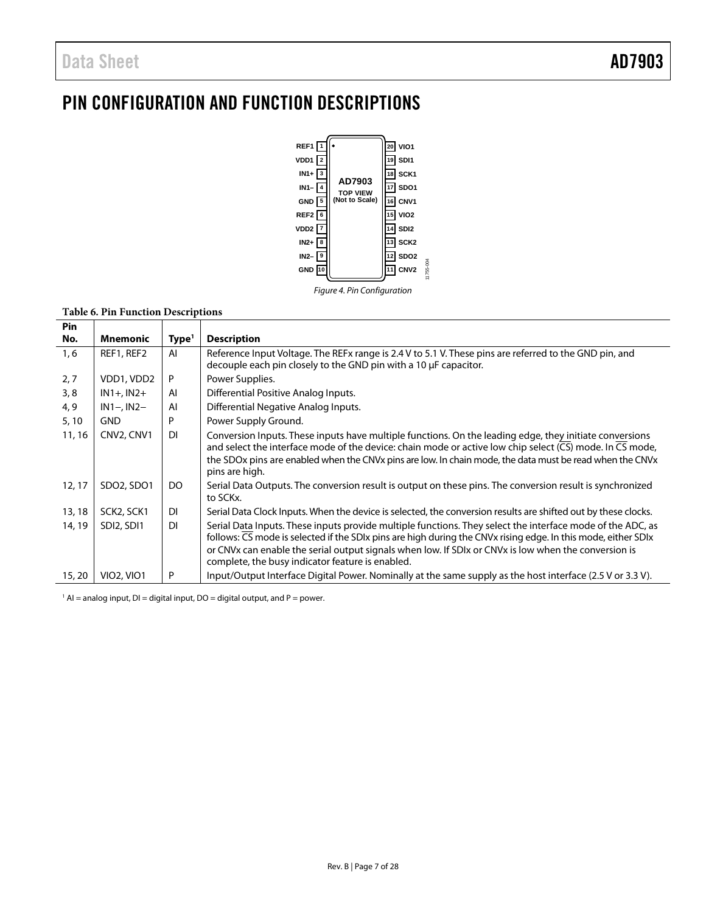# PIN CONFIGURATION AND FUNCTION DESCRIPTIONS

Figure 4. Pin Configuration

**Table 6. Pin Function Descriptions**

| Pin No. | Mnemonic | Type[1] | Description |
|---|---|---|---|
| 1, 6 | REF1, REF2 | AI | Reference Input Voltage. The REFx range is 2.4 V to 5.1 V. These pins are referred to the GND pin, and decouple each pin closely to the GND pin with a 10 µF capacitor. |
| 2, 7 | VDD1, VDD2 | P | Power Supplies. |
| 3, 8 | IN1+, IN2+ | AI | Differential Positive Analog Inputs. |
| 4, 9 | IN1−, IN2− | AI | Differential Negative Analog Inputs. |
| 5, 10 | GND | P | Power Supply Ground. |
| 11, 16 | CNV2, CNV1 | DI | Conversion Inputs. These inputs have multiple functions. On the leading edge, they initiate conversions and select the interface mode of the device: chain mode or active low chip select ($\overline{CS}$) mode. In $\overline{CS}$ mode, the SDOx pins are enabled when the CNVx pins are low. In chain mode, the data must be read when the CNVx pins are high. |
| 12, 17 | SDO2, SDO1 | DO | Serial Data Outputs. The conversion result is output on these pins. The conversion result is synchronized to SCKx. |
| 13, 18 | SCK2, SCK1 | DI | Serial Data Clock Inputs. When the device is selected, the conversion results are shifted out by these clocks. |
| 14, 19 | SDI2, SDI1 | DI | Serial Data Inputs. These inputs provide multiple functions. They select the interface mode of the ADC, as follows: $\overline{CS}$ mode is selected if the SDIx pins are high during the CNVx rising edge. In this mode, either SDIx or CNVx can enable the serial output signals when low. If SDIx or CNVx is low when the conversion is complete, the busy indicator feature is enabled. |
| 15, 20 | VIO2, VIO1 | P | Input/Output Interface Digital Power. Nominally at the same supply as the host interface (2.5 V or 3.3 V). |

[1] AI = analog input, DI = digital input, DO = digital output, and P = power.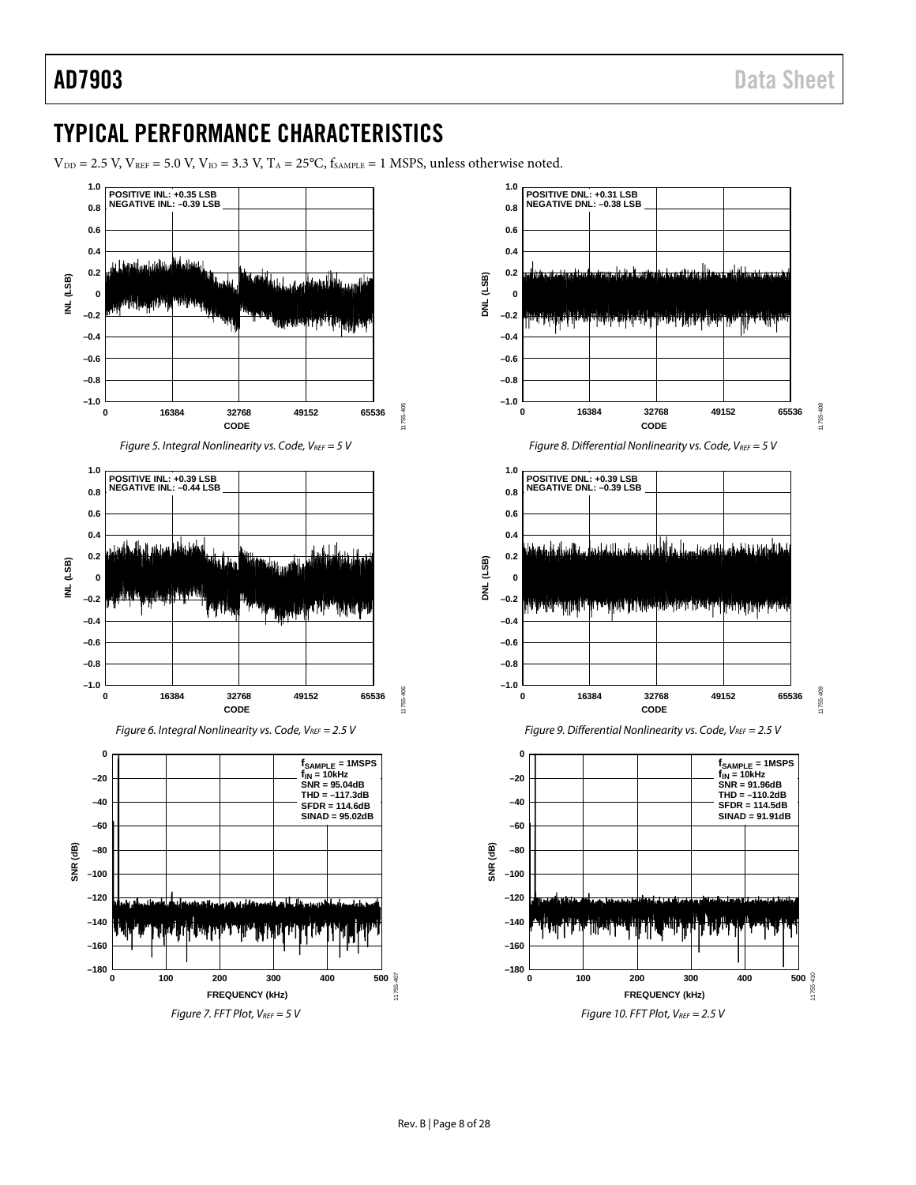# TYPICAL PERFORMANCE CHARACTERISTICS

$V_{DD}$ = 2.5 V, $V_{REF}$ = 5.0 V, $V_{IO}$ = 3.3 V, $T_A$ = 25°C, $f_{SAMPLE}$ = 1 MSPS, unless otherwise noted.

*Figure 5. Integral Nonlinearity vs. Code, $V_{REF}$ = 5 V*

*Figure 6. Integral Nonlinearity vs. Code, $V_{REF}$ = 2.5 V*

*Figure 7. FFT Plot, $V_{REF}$ = 5 V*

*Figure 8. Differential Nonlinearity vs. Code, $V_{REF}$ = 5 V*

*Figure 9. Differential Nonlinearity vs. Code, $V_{REF}$ = 2.5 V*

*Figure 10. FFT Plot, $V_{REF}$ = 2.5 V*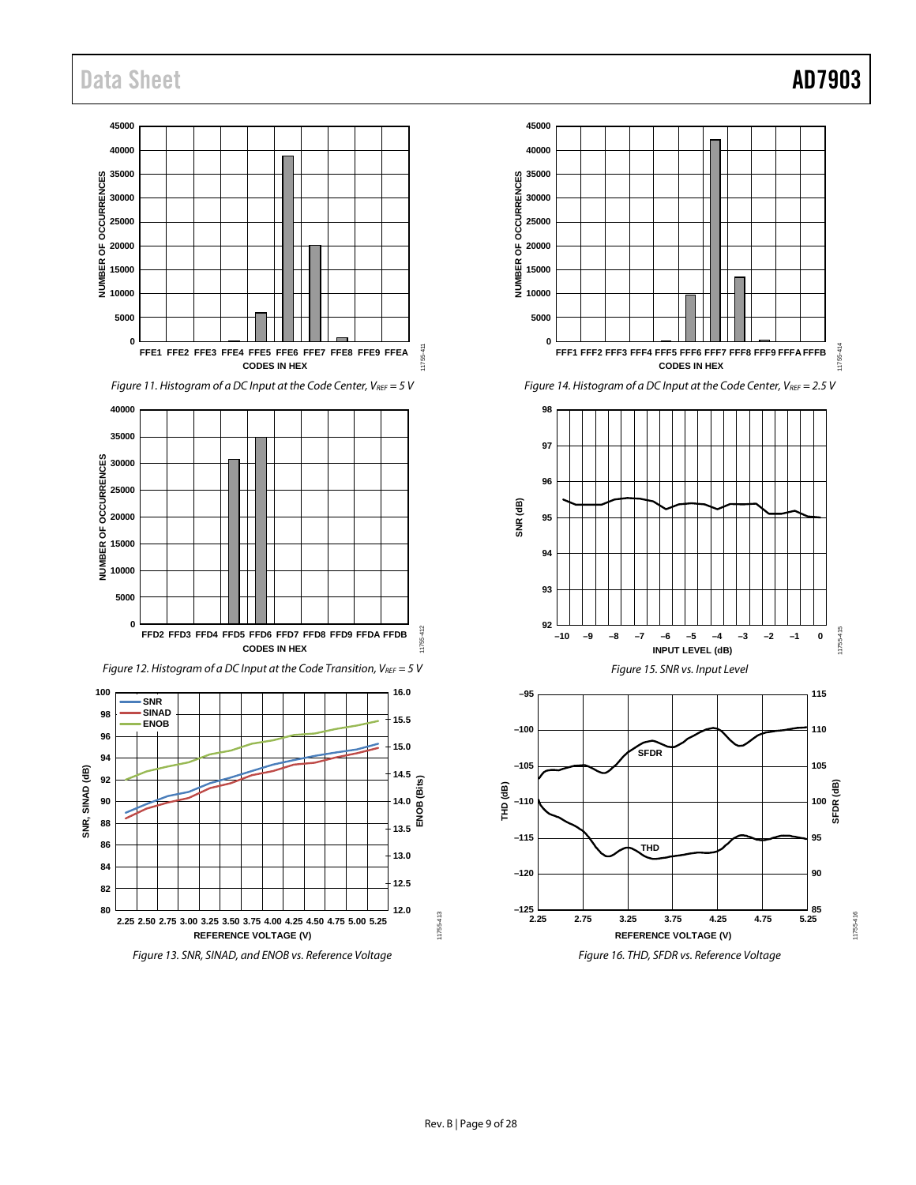Figure 11. Histogram of a DC Input at the Code Center, $V_{REF}$ = 5 V

Figure 12. Histogram of a DC Input at the Code Transition, $V_{REF}$ = 5 V

Figure 13. SNR, SINAD, and ENOB vs. Reference Voltage

Figure 14. Histogram of a DC Input at the Code Center, $V_{REF}$ = 2.5 V

Figure 15. SNR vs. Input Level

Figure 16. THD, SFDR vs. Reference Voltage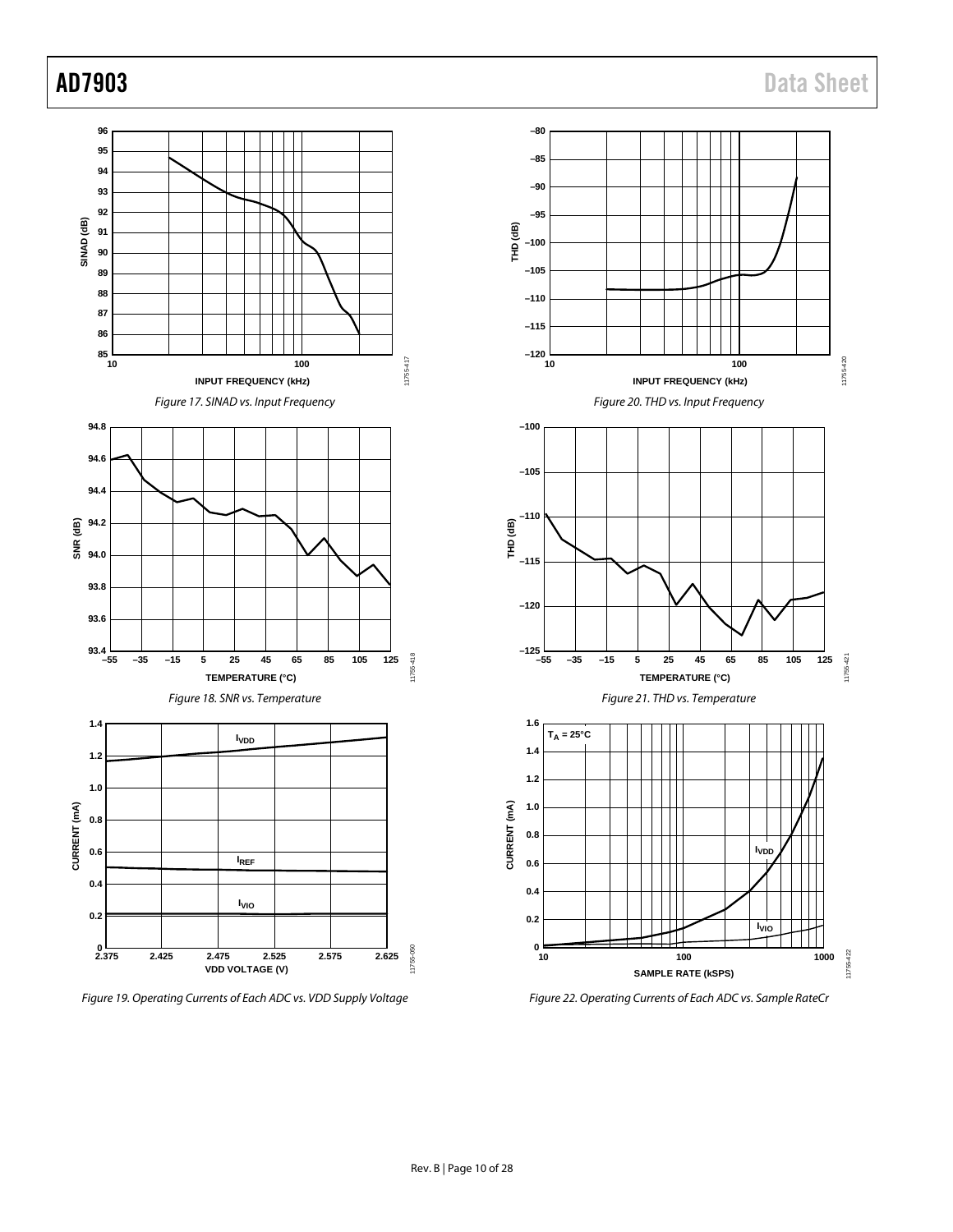Figure 17. SINAD vs. Input Frequency

Figure 18. SNR vs. Temperature

Figure 19. Operating Currents of Each ADC vs. VDD Supply Voltage

Figure 20. THD vs. Input Frequency

Figure 21. THD vs. Temperature

Figure 22. Operating Currents of Each ADC vs. Sample RateCr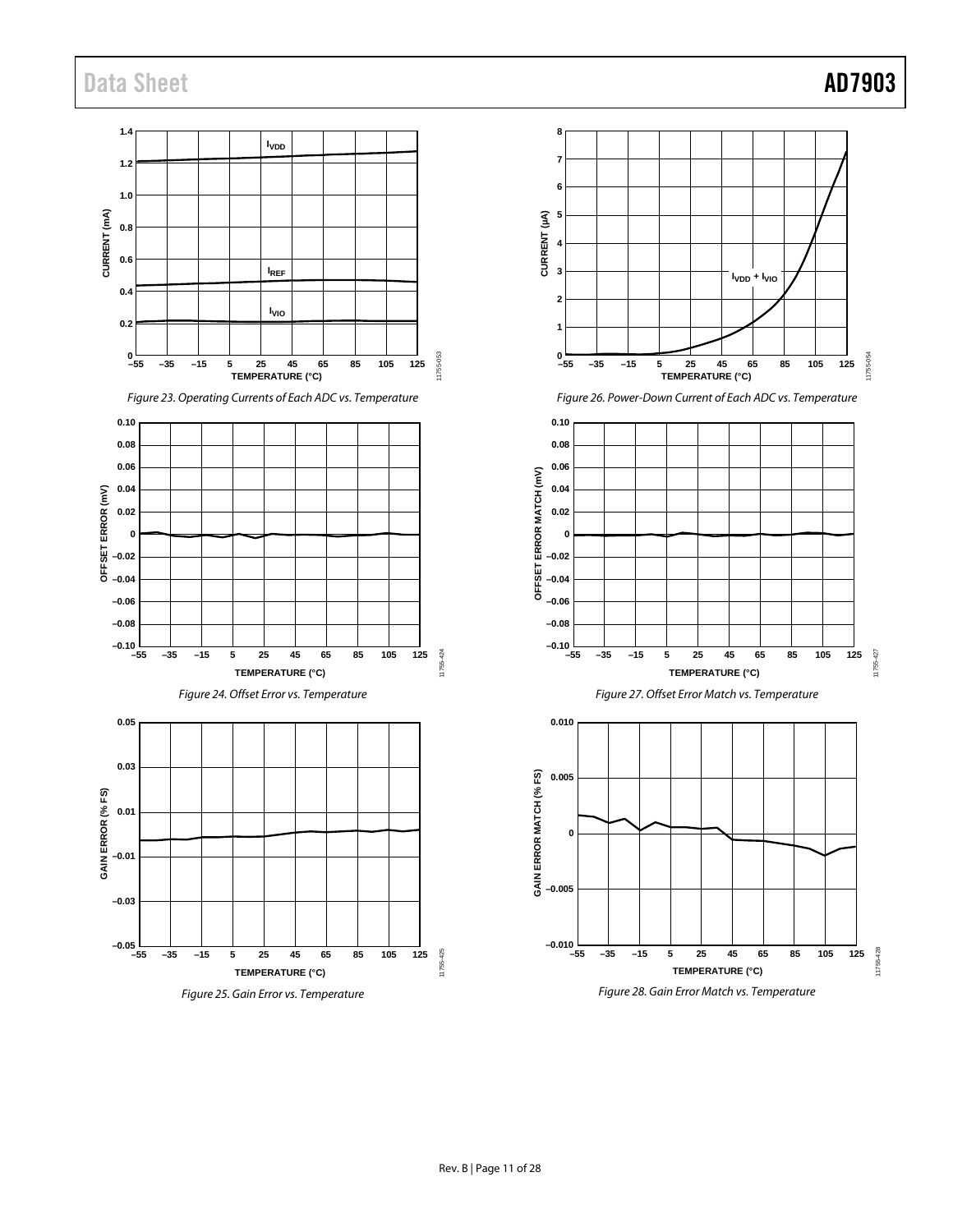Figure 23. Operating Currents of Each ADC vs. Temperature

Figure 24. Offset Error vs. Temperature

Figure 25. Gain Error vs. Temperature

Figure 26. Power-Down Current of Each ADC vs. Temperature

Figure 27. Offset Error Match vs. Temperature

Figure 28. Gain Error Match vs. Temperature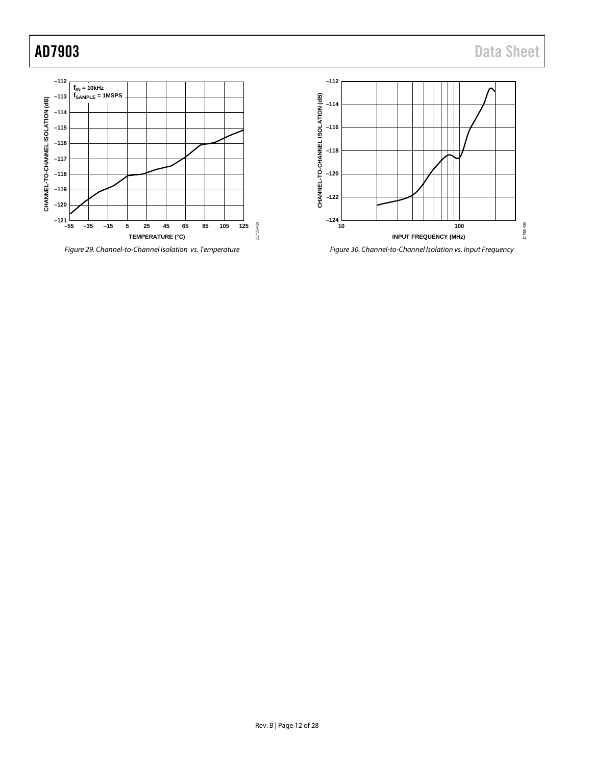Figure 29. Channel-to-Channel Isolation vs. Temperature

Figure 30. Channel-to-Channel Isolation vs. Input Frequency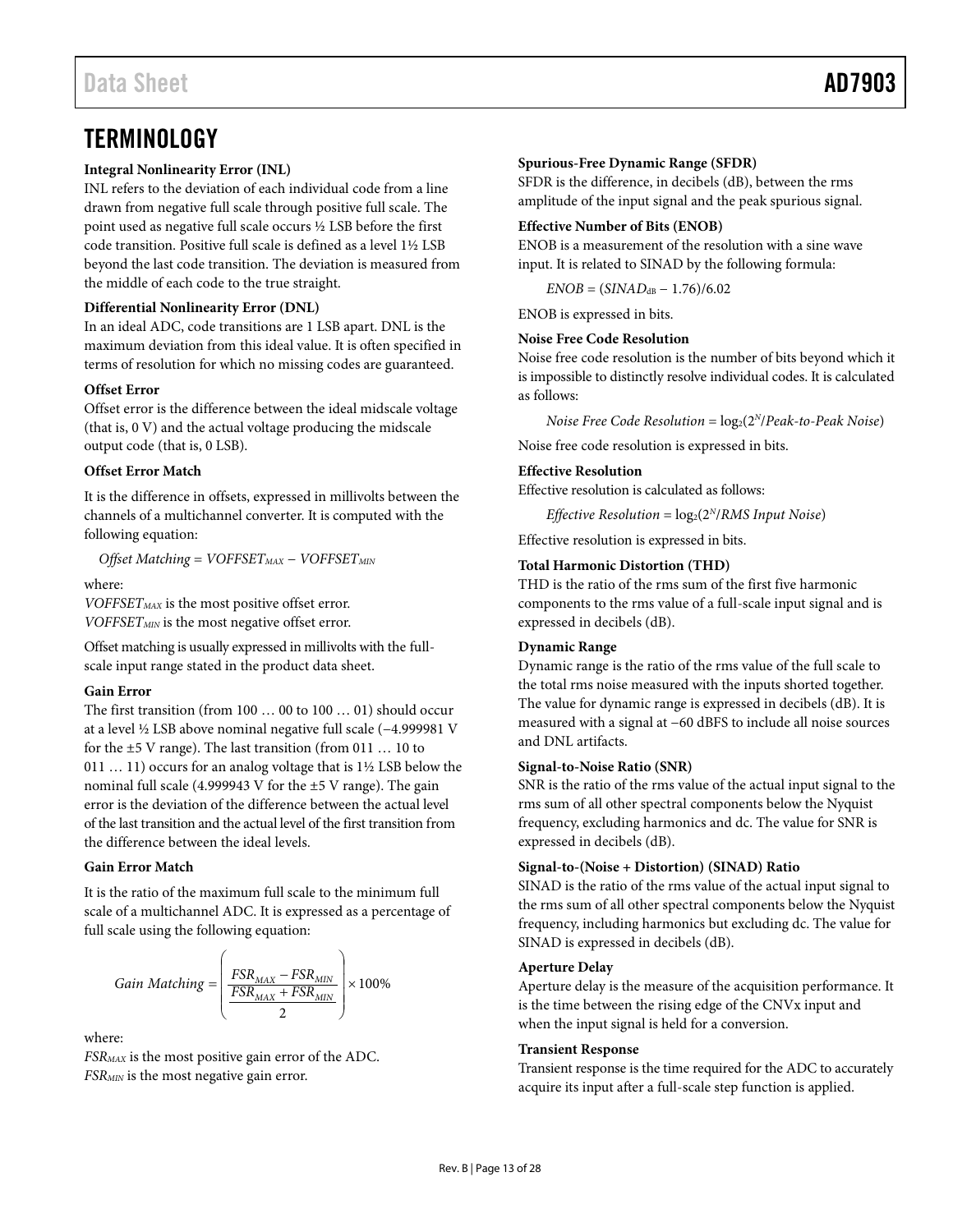## TERMINOLOGY

**Integral Nonlinearity Error (INL)**

INL refers to the deviation of each individual code from a line drawn from negative full scale through positive full scale. The point used as negative full scale occurs ½ LSB before the first code transition. Positive full scale is defined as a level 1½ LSB beyond the last code transition. The deviation is measured from the middle of each code to the true straight.

**Differential Nonlinearity Error (DNL)**

In an ideal ADC, code transitions are 1 LSB apart. DNL is the maximum deviation from this ideal value. It is often specified in terms of resolution for which no missing codes are guaranteed.

**Offset Error**

Offset error is the difference between the ideal midscale voltage (that is, 0 V) and the actual voltage producing the midscale output code (that is, 0 LSB).

**Offset Error Match**

It is the difference in offsets, expressed in millivolts between the channels of a multichannel converter. It is computed with the following equation:

$$Offset\ Matching = VOFFSET_{MAX} - VOFFSET_{MIN}$$

where:
$VOFFSET_{MAX}$ is the most positive offset error.
$VOFFSET_{MIN}$ is the most negative offset error.

Offset matching is usually expressed in millivolts with the full-scale input range stated in the product data sheet.

**Gain Error**

The first transition (from 100 … 00 to 100 … 01) should occur at a level ½ LSB above nominal negative full scale (−4.999981 V for the ±5 V range). The last transition (from 011 … 10 to 011 … 11) occurs for an analog voltage that is 1½ LSB below the nominal full scale (4.999943 V for the ±5 V range). The gain error is the deviation of the difference between the actual level of the last transition and the actual level of the first transition from the difference between the ideal levels.

**Gain Error Match**

It is the ratio of the maximum full scale to the minimum full scale of a multichannel ADC. It is expressed as a percentage of full scale using the following equation:

$$Gain\ Matching = \left( \frac{FSR_{MAX} - FSR_{MIN}}{\frac{FSR_{MAX} + FSR_{MIN}}{2}} \right) \times 100\%$$

where:
$FSR_{MAX}$ is the most positive gain error of the ADC.
$FSR_{MIN}$ is the most negative gain error.

**Spurious-Free Dynamic Range (SFDR)**

SFDR is the difference, in decibels (dB), between the rms amplitude of the input signal and the peak spurious signal.

**Effective Number of Bits (ENOB)**

ENOB is a measurement of the resolution with a sine wave input. It is related to SINAD by the following formula:

$$ENOB = (SINAD_{dB} - 1.76)/6.02$$

ENOB is expressed in bits.

**Noise Free Code Resolution**

Noise free code resolution is the number of bits beyond which it is impossible to distinctly resolve individual codes. It is calculated as follows:

$$Noise\ Free\ Code\ Resolution = \log_2(2^N/Peak\text{-}to\text{-}Peak\ Noise)$$

Noise free code resolution is expressed in bits.

**Effective Resolution**

Effective resolution is calculated as follows:

$$Effective\ Resolution = \log_2(2^N/RMS\ Input\ Noise)$$

Effective resolution is expressed in bits.

**Total Harmonic Distortion (THD)**

THD is the ratio of the rms sum of the first five harmonic components to the rms value of a full-scale input signal and is expressed in decibels (dB).

**Dynamic Range**

Dynamic range is the ratio of the rms value of the full scale to the total rms noise measured with the inputs shorted together. The value for dynamic range is expressed in decibels (dB). It is measured with a signal at −60 dBFS to include all noise sources and DNL artifacts.

**Signal-to-Noise Ratio (SNR)**

SNR is the ratio of the rms value of the actual input signal to the rms sum of all other spectral components below the Nyquist frequency, excluding harmonics and dc. The value for SNR is expressed in decibels (dB).

**Signal-to-(Noise + Distortion) (SINAD) Ratio**

SINAD is the ratio of the rms value of the actual input signal to the rms sum of all other spectral components below the Nyquist frequency, including harmonics but excluding dc. The value for SINAD is expressed in decibels (dB).

**Aperture Delay**

Aperture delay is the measure of the acquisition performance. It is the time between the rising edge of the CNVx input and when the input signal is held for a conversion.

**Transient Response**

Transient response is the time required for the ADC to accurately acquire its input after a full-scale step function is applied.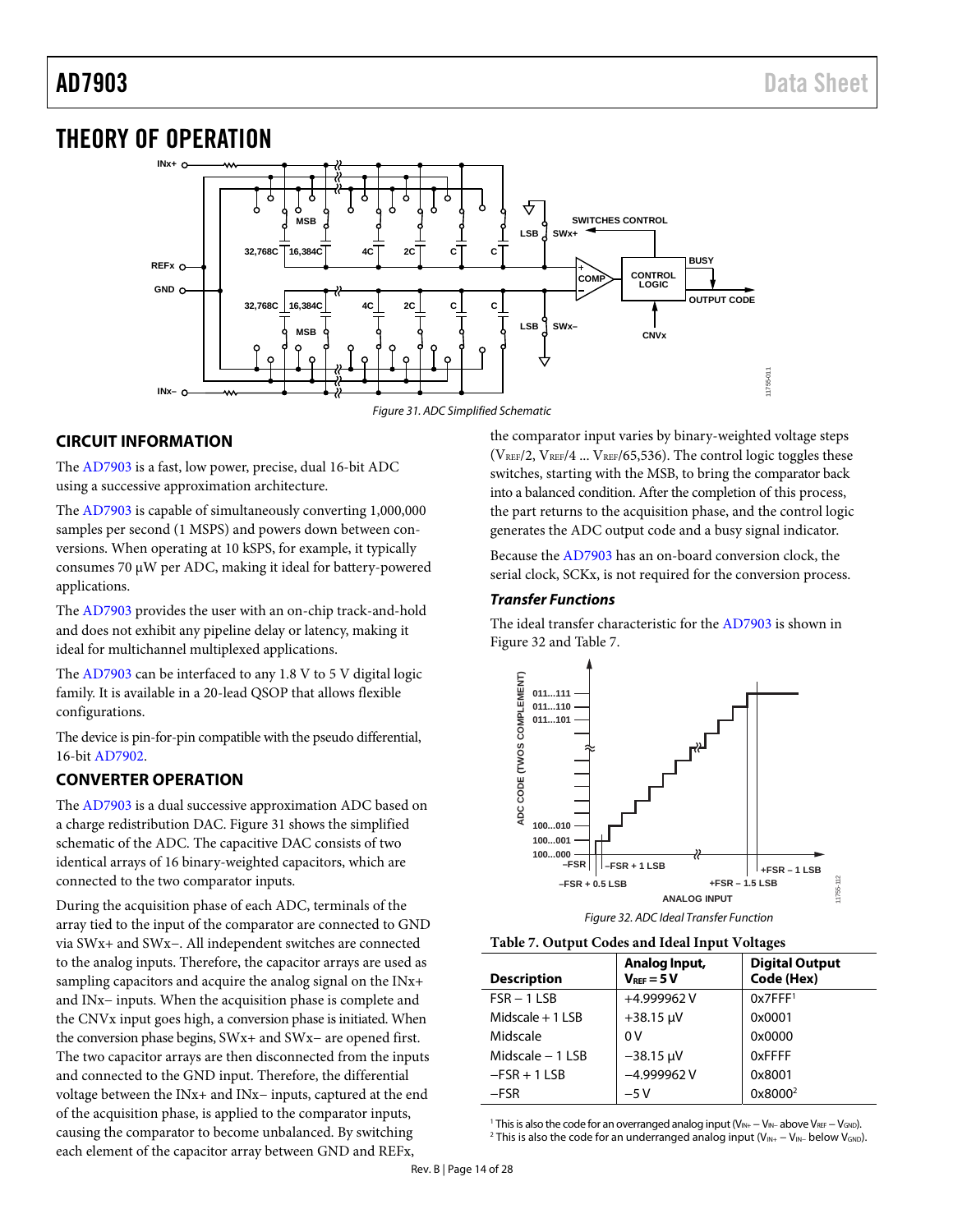# THEORY OF OPERATION

Figure 31. ADC Simplified Schematic

## CIRCUIT INFORMATION

The AD7903 is a fast, low power, precise, dual 16-bit ADC using a successive approximation architecture.

The AD7903 is capable of simultaneously converting 1,000,000 samples per second (1 MSPS) and powers down between conversions. When operating at 10 kSPS, for example, it typically consumes 70 µW per ADC, making it ideal for battery-powered applications.

The AD7903 provides the user with an on-chip track-and-hold and does not exhibit any pipeline delay or latency, making it ideal for multichannel multiplexed applications.

The AD7903 can be interfaced to any 1.8 V to 5 V digital logic family. It is available in a 20-lead QSOP that allows flexible configurations.

The device is pin-for-pin compatible with the pseudo differential, 16-bit AD7902.

## CONVERTER OPERATION

The AD7903 is a dual successive approximation ADC based on a charge redistribution DAC. Figure 31 shows the simplified schematic of the ADC. The capacitive DAC consists of two identical arrays of 16 binary-weighted capacitors, which are connected to the two comparator inputs.

During the acquisition phase of each ADC, terminals of the array tied to the input of the comparator are connected to GND via SWx+ and SWx−. All independent switches are connected to the analog inputs. Therefore, the capacitor arrays are used as sampling capacitors and acquire the analog signal on the INx+ and INx− inputs. When the acquisition phase is complete and the CNVx input goes high, a conversion phase is initiated. When the conversion phase begins, SWx+ and SWx− are opened first. The two capacitor arrays are then disconnected from the inputs and connected to the GND input. Therefore, the differential voltage between the INx+ and INx− inputs, captured at the end of the acquisition phase, is applied to the comparator inputs, causing the comparator to become unbalanced. By switching each element of the capacitor array between GND and REFx, the comparator input varies by binary-weighted voltage steps ($V_{REF}/2$, $V_{REF}/4$ ... $V_{REF}/65{,}536$). The control logic toggles these switches, starting with the MSB, to bring the comparator back into a balanced condition. After the completion of this process, the part returns to the acquisition phase, and the control logic generates the ADC output code and a busy signal indicator.

Because the AD7903 has an on-board conversion clock, the serial clock, SCKx, is not required for the conversion process.

### *Transfer Functions*

The ideal transfer characteristic for the AD7903 is shown in Figure 32 and Table 7.

Figure 32. ADC Ideal Transfer Function

**Table 7. Output Codes and Ideal Input Voltages**

| Description | Analog Input, $V_{REF}$ = 5 V | Digital Output Code (Hex) |
|---|---|---|
| FSR − 1 LSB | +4.999962 V | 0x7FFF[1] |
| Midscale + 1 LSB | +38.15 µV | 0x0001 |
| Midscale | 0 V | 0x0000 |
| Midscale − 1 LSB | −38.15 µV | 0xFFFF |
| −FSR + 1 LSB | −4.999962 V | 0x8001 |
| −FSR | −5 V | 0x8000[2] |

[1] This is also the code for an overranged analog input ($V_{IN+} - V_{IN-}$ above $V_{REF} - V_{GND}$).
[2] This is also the code for an underranged analog input ($V_{IN+} - V_{IN-}$ below $V_{GND}$).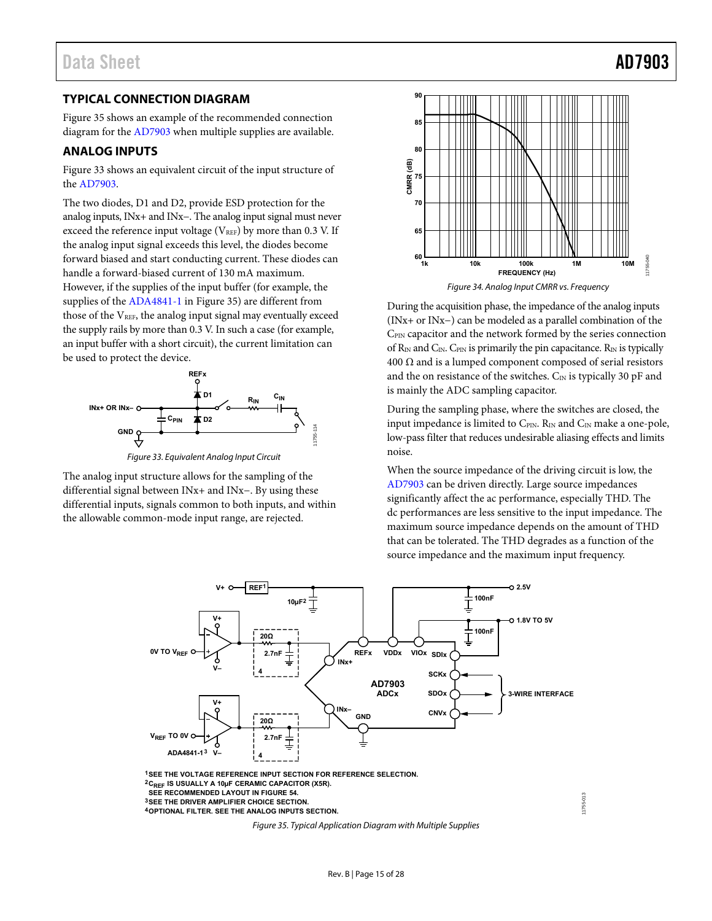## TYPICAL CONNECTION DIAGRAM

Figure 35 shows an example of the recommended connection diagram for the AD7903 when multiple supplies are available.

## ANALOG INPUTS

Figure 33 shows an equivalent circuit of the input structure of the AD7903.

The two diodes, D1 and D2, provide ESD protection for the analog inputs, INx+ and INx−. The analog input signal must never exceed the reference input voltage ($V_{REF}$) by more than 0.3 V. If the analog input signal exceeds this level, the diodes become forward biased and start conducting current. These diodes can handle a forward-biased current of 130 mA maximum. However, if the supplies of the input buffer (for example, the supplies of the ADA4841-1 in Figure 35) are different from those of the $V_{REF}$, the analog input signal may eventually exceed the supply rails by more than 0.3 V. In such a case (for example, an input buffer with a short circuit), the current limitation can be used to protect the device.

*Figure 33. Equivalent Analog Input Circuit*

The analog input structure allows for the sampling of the differential signal between INx+ and INx−. By using these differential inputs, signals common to both inputs, and within the allowable common-mode input range, are rejected.

*Figure 34. Analog Input CMRR vs. Frequency*

During the acquisition phase, the impedance of the analog inputs (INx+ or INx−) can be modeled as a parallel combination of the $C_{PIN}$ capacitor and the network formed by the series connection of $R_{IN}$ and $C_{IN}$. $C_{PIN}$ is primarily the pin capacitance. $R_{IN}$ is typically 400 Ω and is a lumped component composed of serial resistors and the on resistance of the switches. $C_{IN}$ is typically 30 pF and is mainly the ADC sampling capacitor.

During the sampling phase, where the switches are closed, the input impedance is limited to $C_{PIN}$. $R_{IN}$ and $C_{IN}$ make a one-pole, low-pass filter that reduces undesirable aliasing effects and limits noise.

When the source impedance of the driving circuit is low, the AD7903 can be driven directly. Large source impedances significantly affect the ac performance, especially THD. The dc performances are less sensitive to the input impedance. The maximum source impedance depends on the amount of THD that can be tolerated. The THD degrades as a function of the source impedance and the maximum input frequency.

[1] SEE THE VOLTAGE REFERENCE INPUT SECTION FOR REFERENCE SELECTION.
[2] $C_{REF}$ IS USUALLY A 10µF CERAMIC CAPACITOR (X5R). SEE RECOMMENDED LAYOUT IN FIGURE 54.
[3] SEE THE DRIVER AMPLIFIER CHOICE SECTION.
[4] OPTIONAL FILTER. SEE THE ANALOG INPUTS SECTION.

*Figure 35. Typical Application Diagram with Multiple Supplies*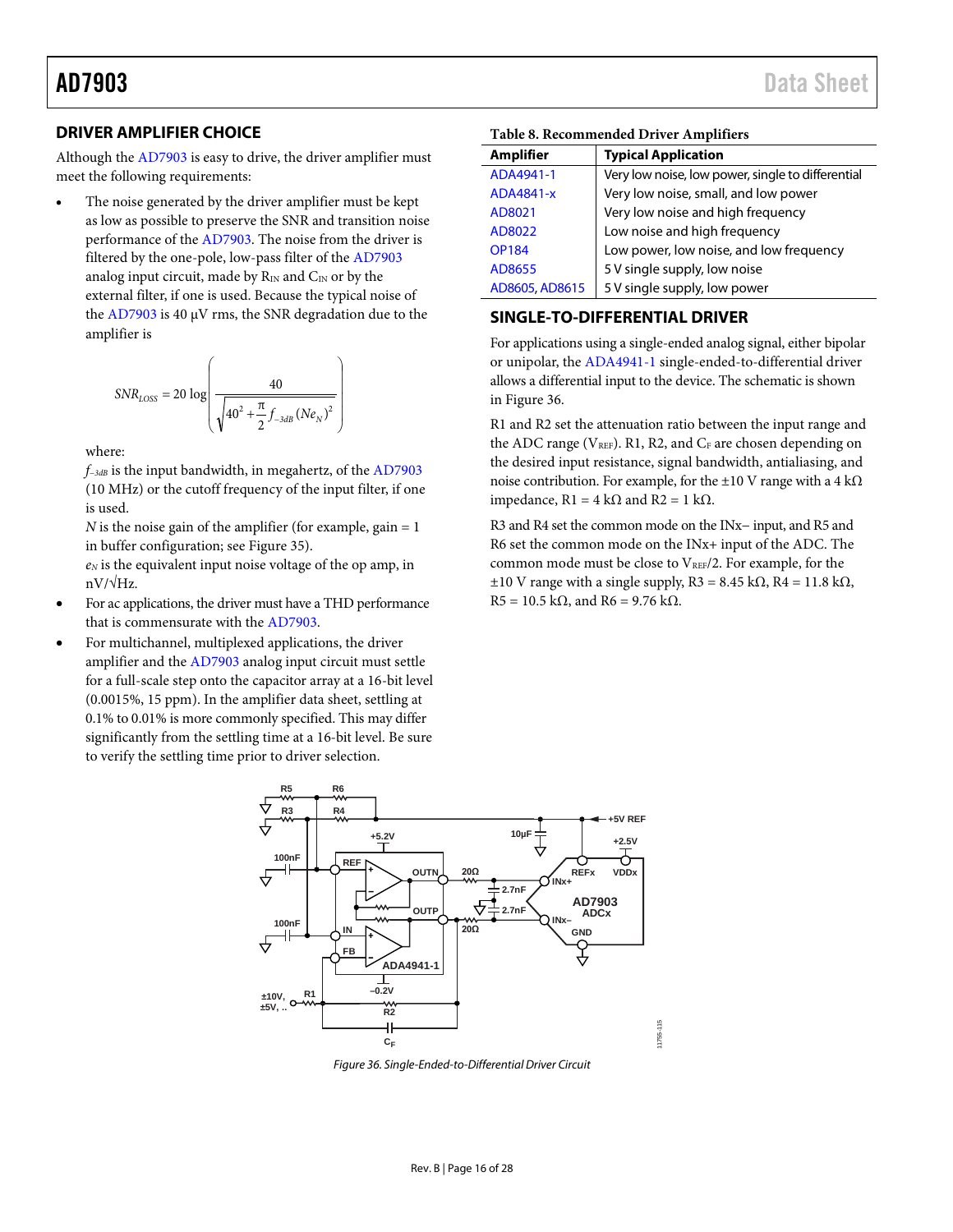## DRIVER AMPLIFIER CHOICE

Although the AD7903 is easy to drive, the driver amplifier must meet the following requirements:

- The noise generated by the driver amplifier must be kept as low as possible to preserve the SNR and transition noise performance of the AD7903. The noise from the driver is filtered by the one-pole, low-pass filter of the AD7903 analog input circuit, made by $R_{IN}$ and $C_{IN}$ or by the external filter, if one is used. Because the typical noise of the AD7903 is 40 µV rms, the SNR degradation due to the amplifier is

$$SNR_{LOSS} = 20 \log \left( \frac{40}{\sqrt{40^2 + \frac{\pi}{2} f_{-3dB} (Ne_N)^2}} \right)$$

where:

$f_{-3dB}$ is the input bandwidth, in megahertz, of the AD7903 (10 MHz) or the cutoff frequency of the input filter, if one is used.

$N$ is the noise gain of the amplifier (for example, gain = 1 in buffer configuration; see Figure 35).

$e_N$ is the equivalent input noise voltage of the op amp, in nV/√Hz.

- For ac applications, the driver must have a THD performance that is commensurate with the AD7903.
- For multichannel, multiplexed applications, the driver amplifier and the AD7903 analog input circuit must settle for a full-scale step onto the capacitor array at a 16-bit level (0.0015%, 15 ppm). In the amplifier data sheet, settling at 0.1% to 0.01% is more commonly specified. This may differ significantly from the settling time at a 16-bit level. Be sure to verify the settling time prior to driver selection.

**Table 8. Recommended Driver Amplifiers**

| Amplifier | Typical Application |
|---|---|
| ADA4941-1 | Very low noise, low power, single to differential |
| ADA4841-x | Very low noise, small, and low power |
| AD8021 | Very low noise and high frequency |
| AD8022 | Low noise and high frequency |
| OP184 | Low power, low noise, and low frequency |
| AD8655 | 5 V single supply, low noise |
| AD8605, AD8615 | 5 V single supply, low power |

## SINGLE-TO-DIFFERENTIAL DRIVER

For applications using a single-ended analog signal, either bipolar or unipolar, the ADA4941-1 single-ended-to-differential driver allows a differential input to the device. The schematic is shown in Figure 36.

R1 and R2 set the attenuation ratio between the input range and the ADC range ($V_{REF}$). R1, R2, and $C_F$ are chosen depending on the desired input resistance, signal bandwidth, antialiasing, and noise contribution. For example, for the ±10 V range with a 4 kΩ impedance, R1 = 4 kΩ and R2 = 1 kΩ.

R3 and R4 set the common mode on the INx− input, and R5 and R6 set the common mode on the INx+ input of the ADC. The common mode must be close to $V_{REF}/2$. For example, for the ±10 V range with a single supply, R3 = 8.45 kΩ, R4 = 11.8 kΩ, R5 = 10.5 kΩ, and R6 = 9.76 kΩ.

*Figure 36. Single-Ended-to-Differential Driver Circuit*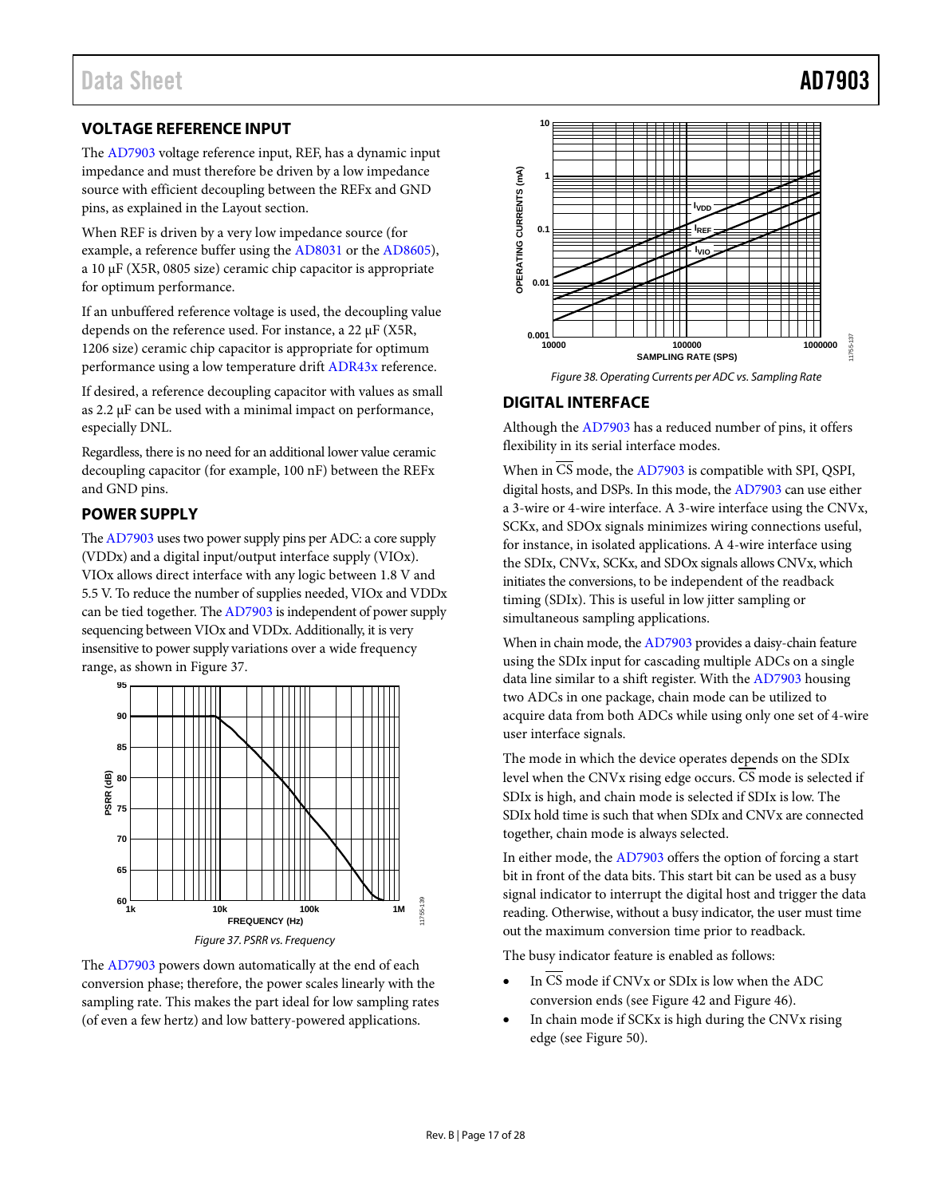## VOLTAGE REFERENCE INPUT

The AD7903 voltage reference input, REF, has a dynamic input impedance and must therefore be driven by a low impedance source with efficient decoupling between the REFx and GND pins, as explained in the Layout section.

When REF is driven by a very low impedance source (for example, a reference buffer using the AD8031 or the AD8605), a 10 µF (X5R, 0805 size) ceramic chip capacitor is appropriate for optimum performance.

If an unbuffered reference voltage is used, the decoupling value depends on the reference used. For instance, a 22 µF (X5R, 1206 size) ceramic chip capacitor is appropriate for optimum performance using a low temperature drift ADR43x reference.

If desired, a reference decoupling capacitor with values as small as 2.2 µF can be used with a minimal impact on performance, especially DNL.

Regardless, there is no need for an additional lower value ceramic decoupling capacitor (for example, 100 nF) between the REFx and GND pins.

## POWER SUPPLY

The AD7903 uses two power supply pins per ADC: a core supply (VDDx) and a digital input/output interface supply (VIOx). VIOx allows direct interface with any logic between 1.8 V and 5.5 V. To reduce the number of supplies needed, VIOx and VDDx can be tied together. The AD7903 is independent of power supply sequencing between VIOx and VDDx. Additionally, it is very insensitive to power supply variations over a wide frequency range, as shown in Figure 37.

*Figure 37. PSRR vs. Frequency*

The AD7903 powers down automatically at the end of each conversion phase; therefore, the power scales linearly with the sampling rate. This makes the part ideal for low sampling rates (of even a few hertz) and low battery-powered applications.

*Figure 38. Operating Currents per ADC vs. Sampling Rate*

## DIGITAL INTERFACE

Although the AD7903 has a reduced number of pins, it offers flexibility in its serial interface modes.

When in $\overline{CS}$ mode, the AD7903 is compatible with SPI, QSPI, digital hosts, and DSPs. In this mode, the AD7903 can use either a 3-wire or 4-wire interface. A 3-wire interface using the CNVx, SCKx, and SDOx signals minimizes wiring connections useful, for instance, in isolated applications. A 4-wire interface using the SDIx, CNVx, SCKx, and SDOx signals allows CNVx, which initiates the conversions, to be independent of the readback timing (SDIx). This is useful in low jitter sampling or simultaneous sampling applications.

When in chain mode, the AD7903 provides a daisy-chain feature using the SDIx input for cascading multiple ADCs on a single data line similar to a shift register. With the AD7903 housing two ADCs in one package, chain mode can be utilized to acquire data from both ADCs while using only one set of 4-wire user interface signals.

The mode in which the device operates depends on the SDIx level when the CNVx rising edge occurs. $\overline{CS}$ mode is selected if SDIx is high, and chain mode is selected if SDIx is low. The SDIx hold time is such that when SDIx and CNVx are connected together, chain mode is always selected.

In either mode, the AD7903 offers the option of forcing a start bit in front of the data bits. This start bit can be used as a busy signal indicator to interrupt the digital host and trigger the data reading. Otherwise, without a busy indicator, the user must time out the maximum conversion time prior to readback.

The busy indicator feature is enabled as follows:

- In $\overline{CS}$ mode if CNVx or SDIx is low when the ADC conversion ends (see Figure 42 and Figure 46).
- In chain mode if SCKx is high during the CNVx rising edge (see Figure 50).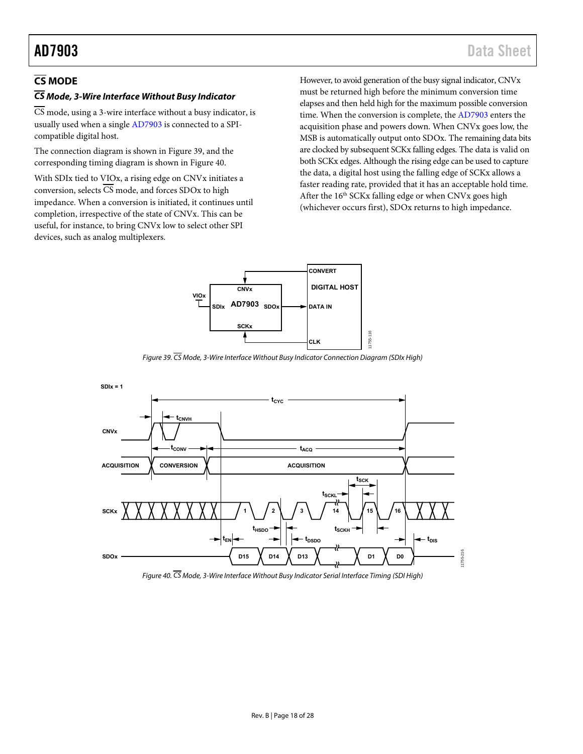## $\overline{\text{CS}}$ MODE

### $\overline{\text{CS}}$ Mode, 3-Wire Interface Without Busy Indicator

$\overline{\text{CS}}$ mode, using a 3-wire interface without a busy indicator, is usually used when a single AD7903 is connected to a SPI-compatible digital host.

The connection diagram is shown in Figure 39, and the corresponding timing diagram is shown in Figure 40.

With SDIx tied to VIOx, a rising edge on CNVx initiates a conversion, selects $\overline{\text{CS}}$ mode, and forces SDOx to high impedance. When a conversion is initiated, it continues until completion, irrespective of the state of CNVx. This can be useful, for instance, to bring CNVx low to select other SPI devices, such as analog multiplexers.

However, to avoid generation of the busy signal indicator, CNVx must be returned high before the minimum conversion time elapses and then held high for the maximum possible conversion time. When the conversion is complete, the AD7903 enters the acquisition phase and powers down. When CNVx goes low, the MSB is automatically output onto SDOx. The remaining data bits are clocked by subsequent SCKx falling edges. The data is valid on both SCKx edges. Although the rising edge can be used to capture the data, a digital host using the falling edge of SCKx allows a faster reading rate, provided that it has an acceptable hold time. After the 16th SCKx falling edge or when CNVx goes high (whichever occurs first), SDOx returns to high impedance.

Figure 39. $\overline{\text{CS}}$ Mode, 3-Wire Interface Without Busy Indicator Connection Diagram (SDIx High)

Figure 40. $\overline{\text{CS}}$ Mode, 3-Wire Interface Without Busy Indicator Serial Interface Timing (SDI High)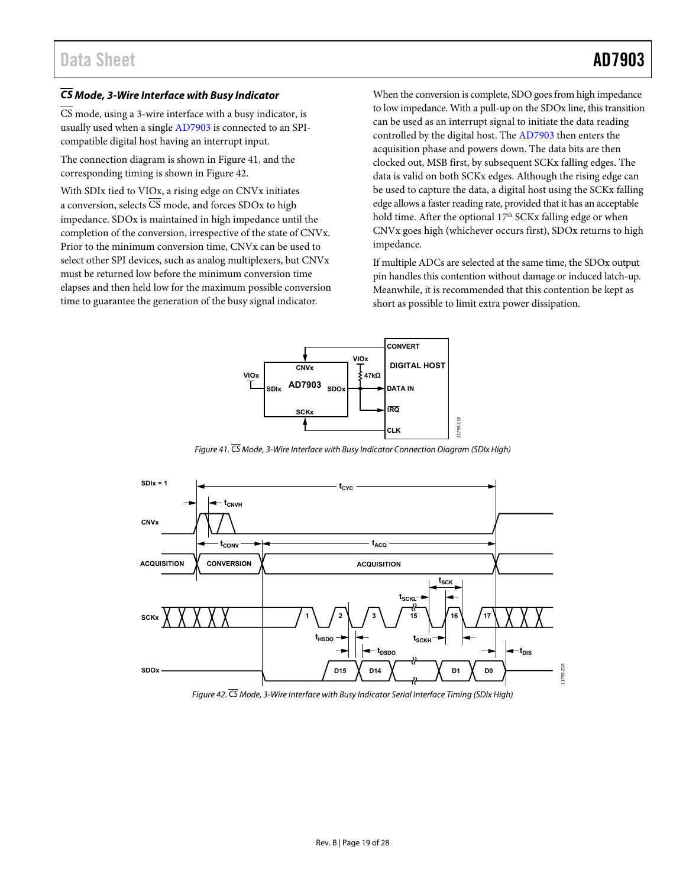### $\overline{CS}$ Mode, 3-Wire Interface with Busy Indicator

$\overline{CS}$ mode, using a 3-wire interface with a busy indicator, is usually used when a single AD7903 is connected to an SPI-compatible digital host having an interrupt input.

The connection diagram is shown in Figure 41, and the corresponding timing is shown in Figure 42.

With SDIx tied to VIOx, a rising edge on CNVx initiates a conversion, selects $\overline{CS}$ mode, and forces SDOx to high impedance. SDOx is maintained in high impedance until the completion of the conversion, irrespective of the state of CNVx. Prior to the minimum conversion time, CNVx can be used to select other SPI devices, such as analog multiplexers, but CNVx must be returned low before the minimum conversion time elapses and then held low for the maximum possible conversion time to guarantee the generation of the busy signal indicator.

When the conversion is complete, SDO goes from high impedance to low impedance. With a pull-up on the SDOx line, this transition can be used as an interrupt signal to initiate the data reading controlled by the digital host. The AD7903 then enters the acquisition phase and powers down. The data bits are then clocked out, MSB first, by subsequent SCKx falling edges. The data is valid on both SCKx edges. Although the rising edge can be used to capture the data, a digital host using the SCKx falling edge allows a faster reading rate, provided that it has an acceptable hold time. After the optional 17th SCKx falling edge or when CNVx goes high (whichever occurs first), SDOx returns to high impedance.

If multiple ADCs are selected at the same time, the SDOx output pin handles this contention without damage or induced latch-up. Meanwhile, it is recommended that this contention be kept as short as possible to limit extra power dissipation.

Figure 41. $\overline{CS}$ Mode, 3-Wire Interface with Busy Indicator Connection Diagram (SDIx High)

Figure 42. $\overline{CS}$ Mode, 3-Wire Interface with Busy Indicator Serial Interface Timing (SDIx High)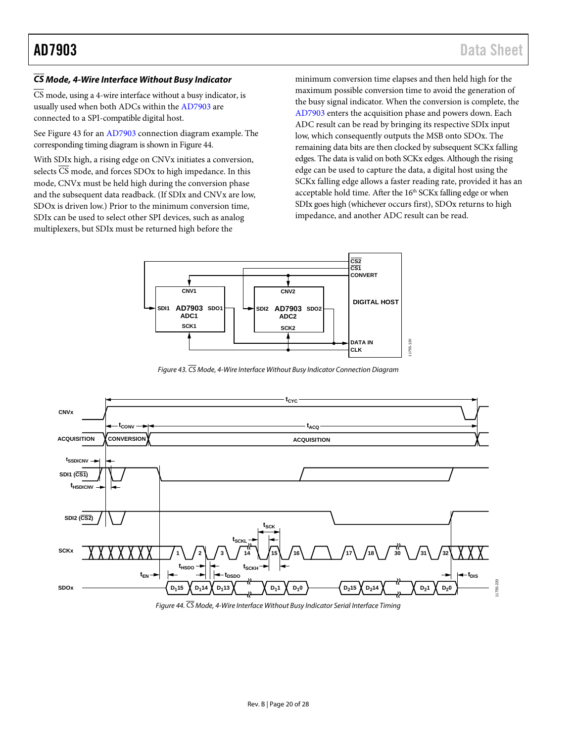### $\overline{\text{CS}}$ Mode, 4-Wire Interface Without Busy Indicator

$\overline{\text{CS}}$ mode, using a 4-wire interface without a busy indicator, is usually used when both ADCs within the AD7903 are connected to a SPI-compatible digital host.

See Figure 43 for an AD7903 connection diagram example. The corresponding timing diagram is shown in Figure 44.

With SDIx high, a rising edge on CNVx initiates a conversion, selects $\overline{\text{CS}}$ mode, and forces SDOx to high impedance. In this mode, CNVx must be held high during the conversion phase and the subsequent data readback. (If SDIx and CNVx are low, SDOx is driven low.) Prior to the minimum conversion time, SDIx can be used to select other SPI devices, such as analog multiplexers, but SDIx must be returned high before the minimum conversion time elapses and then held high for the maximum possible conversion time to avoid the generation of the busy signal indicator. When the conversion is complete, the AD7903 enters the acquisition phase and powers down. Each ADC result can be read by bringing its respective SDIx input low, which consequently outputs the MSB onto SDOx. The remaining data bits are then clocked by subsequent SCKx falling edges. The data is valid on both SCKx edges. Although the rising edge can be used to capture the data, a digital host using the SCKx falling edge allows a faster reading rate, provided it has an acceptable hold time. After the 16th SCKx falling edge or when SDIx goes high (whichever occurs first), SDOx returns to high impedance, and another ADC result can be read.

*Figure 43. $\overline{\text{CS}}$ Mode, 4-Wire Interface Without Busy Indicator Connection Diagram*

*Figure 44. $\overline{\text{CS}}$ Mode, 4-Wire Interface Without Busy Indicator Serial Interface Timing*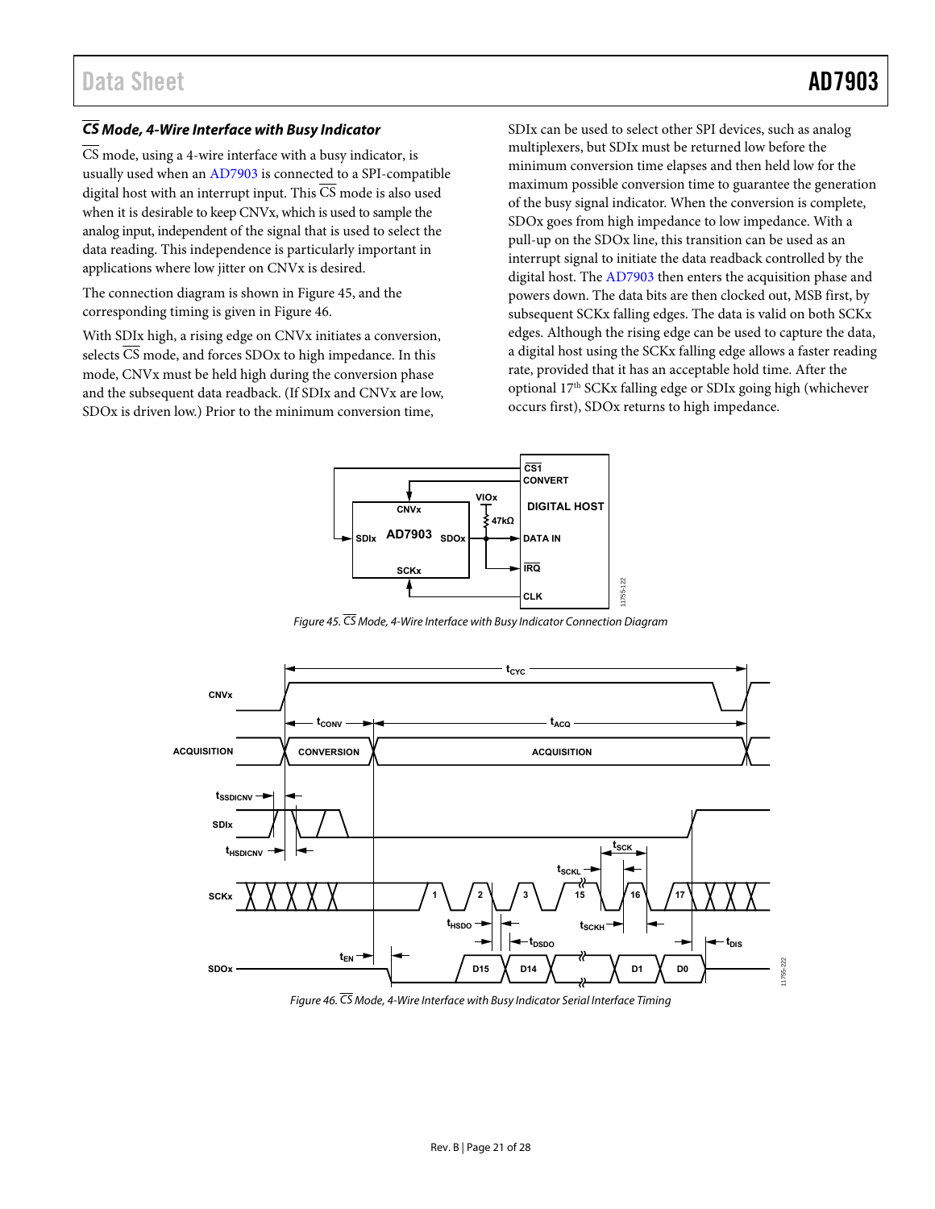### $\overline{CS}$ Mode, 4-Wire Interface with Busy Indicator

$\overline{CS}$ mode, using a 4-wire interface with a busy indicator, is usually used when an AD7903 is connected to a SPI-compatible digital host with an interrupt input. This $\overline{CS}$ mode is also used when it is desirable to keep CNVx, which is used to sample the analog input, independent of the signal that is used to select the data reading. This independence is particularly important in applications where low jitter on CNVx is desired.

The connection diagram is shown in Figure 45, and the corresponding timing is given in Figure 46.

With SDIx high, a rising edge on CNVx initiates a conversion, selects $\overline{CS}$ mode, and forces SDOx to high impedance. In this mode, CNVx must be held high during the conversion phase and the subsequent data readback. (If SDIx and CNVx are low, SDOx is driven low.) Prior to the minimum conversion time, SDIx can be used to select other SPI devices, such as analog multiplexers, but SDIx must be returned low before the minimum conversion time elapses and then held low for the maximum possible conversion time to guarantee the generation of the busy signal indicator. When the conversion is complete, SDOx goes from high impedance to low impedance. With a pull-up on the SDOx line, this transition can be used as an interrupt signal to initiate the data readback controlled by the digital host. The AD7903 then enters the acquisition phase and powers down. The data bits are then clocked out, MSB first, by subsequent SCKx falling edges. The data is valid on both SCKx edges. Although the rising edge can be used to capture the data, a digital host using the SCKx falling edge allows a faster reading rate, provided that it has an acceptable hold time. After the optional 17th SCKx falling edge or SDIx going high (whichever occurs first), SDOx returns to high impedance.

Figure 45. $\overline{CS}$ Mode, 4-Wire Interface with Busy Indicator Connection Diagram

Figure 46. $\overline{CS}$ Mode, 4-Wire Interface with Busy Indicator Serial Interface Timing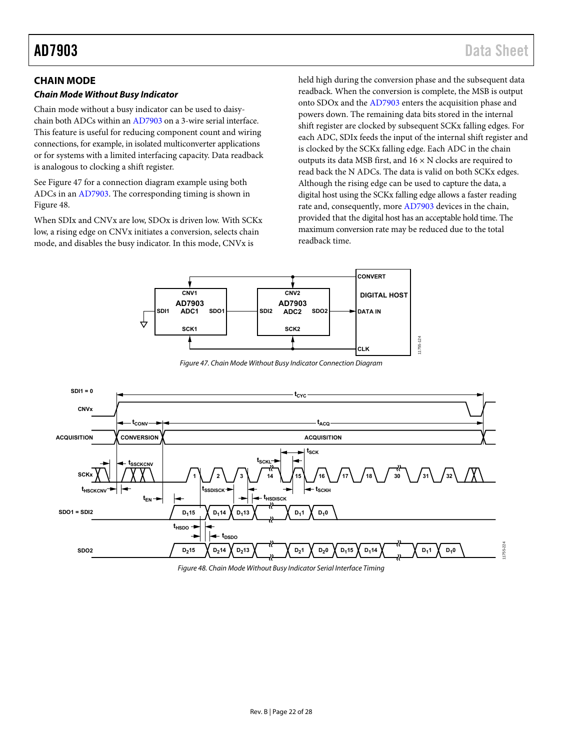## CHAIN MODE

### *Chain Mode Without Busy Indicator*

Chain mode without a busy indicator can be used to daisy-chain both ADCs within an AD7903 on a 3-wire serial interface. This feature is useful for reducing component count and wiring connections, for example, in isolated multiconverter applications or for systems with a limited interfacing capacity. Data readback is analogous to clocking a shift register.

See Figure 47 for a connection diagram example using both ADCs in an AD7903. The corresponding timing is shown in Figure 48.

When SDIx and CNVx are low, SDOx is driven low. With SCKx low, a rising edge on CNVx initiates a conversion, selects chain mode, and disables the busy indicator. In this mode, CNVx is held high during the conversion phase and the subsequent data readback. When the conversion is complete, the MSB is output onto SDOx and the AD7903 enters the acquisition phase and powers down. The remaining data bits stored in the internal shift register are clocked by subsequent SCKx falling edges. For each ADC, SDIx feeds the input of the internal shift register and is clocked by the SCKx falling edge. Each ADC in the chain outputs its data MSB first, and 16 × N clocks are required to read back the N ADCs. The data is valid on both SCKx edges. Although the rising edge can be used to capture the data, a digital host using the SCKx falling edge allows a faster reading rate and, consequently, more AD7903 devices in the chain, provided that the digital host has an acceptable hold time. The maximum conversion rate may be reduced due to the total readback time.

*Figure 47. Chain Mode Without Busy Indicator Connection Diagram*

*Figure 48. Chain Mode Without Busy Indicator Serial Interface Timing*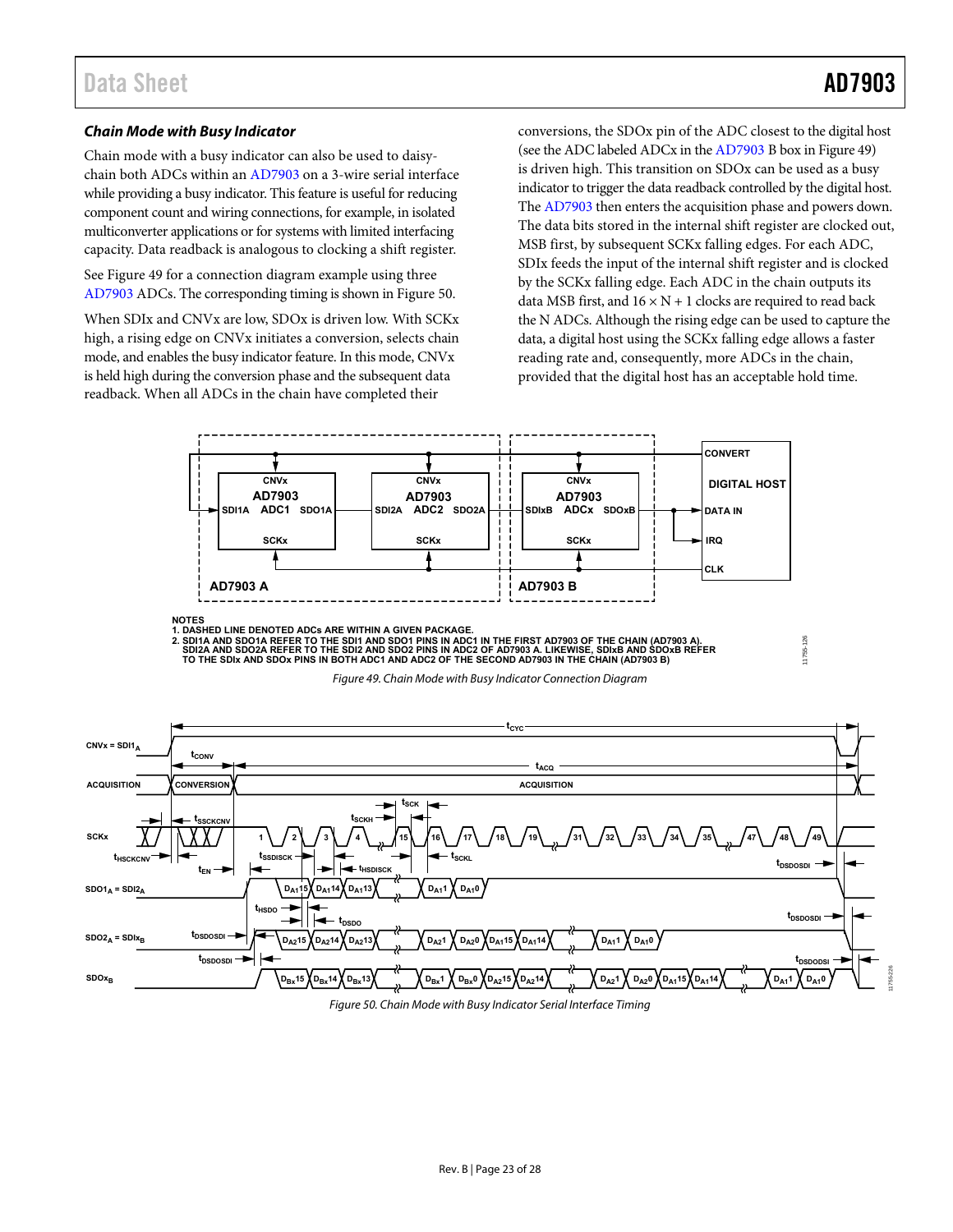### *Chain Mode with Busy Indicator*

Chain mode with a busy indicator can also be used to daisy-chain both ADCs within an AD7903 on a 3-wire serial interface while providing a busy indicator. This feature is useful for reducing component count and wiring connections, for example, in isolated multiconverter applications or for systems with limited interfacing capacity. Data readback is analogous to clocking a shift register.

See Figure 49 for a connection diagram example using three AD7903 ADCs. The corresponding timing is shown in Figure 50.

When SDIx and CNVx are low, SDOx is driven low. With SCKx high, a rising edge on CNVx initiates a conversion, selects chain mode, and enables the busy indicator feature. In this mode, CNVx is held high during the conversion phase and the subsequent data readback. When all ADCs in the chain have completed their conversions, the SDOx pin of the ADC closest to the digital host (see the ADC labeled ADCx in the AD7903 B box in Figure 49) is driven high. This transition on SDOx can be used as a busy indicator to trigger the data readback controlled by the digital host. The AD7903 then enters the acquisition phase and powers down. The data bits stored in the internal shift register are clocked out, MSB first, by subsequent SCKx falling edges. For each ADC, SDIx feeds the input of the internal shift register and is clocked by the SCKx falling edge. Each ADC in the chain outputs its data MSB first, and 16 × N + 1 clocks are required to read back the N ADCs. Although the rising edge can be used to capture the data, a digital host using the SCKx falling edge allows a faster reading rate and, consequently, more ADCs in the chain, provided that the digital host has an acceptable hold time.

NOTES
1. DASHED LINE DENOTED ADCs ARE WITHIN A GIVEN PACKAGE.
2. SDI1A AND SDO1A REFER TO THE SDI1 AND SDO1 PINS IN ADC1 IN THE FIRST AD7903 OF THE CHAIN (AD7903 A). SDI2A AND SDO2A REFER TO THE SDI2 AND SDO2 PINS IN ADC2 OF AD7903 A. LIKEWISE, SDIxB AND SDOxB REFER TO THE SDIx AND SDOx PINS IN BOTH ADC1 AND ADC2 OF THE SECOND AD7903 IN THE CHAIN (AD7903 B)

*Figure 49. Chain Mode with Busy Indicator Connection Diagram*

*Figure 50. Chain Mode with Busy Indicator Serial Interface Timing*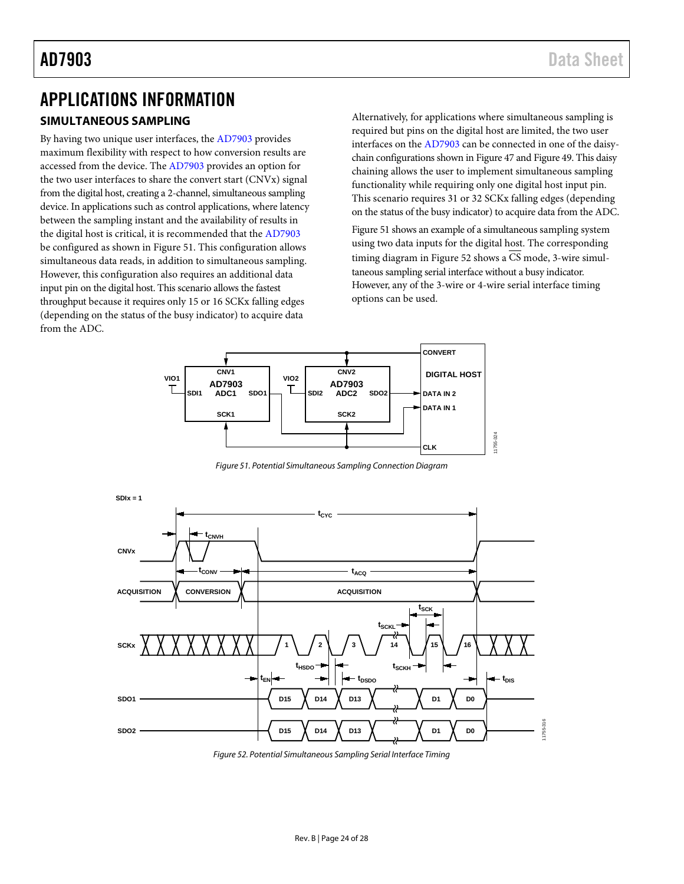# APPLICATIONS INFORMATION

## SIMULTANEOUS SAMPLING

By having two unique user interfaces, the AD7903 provides maximum flexibility with respect to how conversion results are accessed from the device. The AD7903 provides an option for the two user interfaces to share the convert start (CNVx) signal from the digital host, creating a 2-channel, simultaneous sampling device. In applications such as control applications, where latency between the sampling instant and the availability of results in the digital host is critical, it is recommended that the AD7903 be configured as shown in Figure 51. This configuration allows simultaneous data reads, in addition to simultaneous sampling. However, this configuration also requires an additional data input pin on the digital host. This scenario allows the fastest throughput because it requires only 15 or 16 SCKx falling edges (depending on the status of the busy indicator) to acquire data from the ADC.

Alternatively, for applications where simultaneous sampling is required but pins on the digital host are limited, the two user interfaces on the AD7903 can be connected in one of the daisy-chain configurations shown in Figure 47 and Figure 49. This daisy chaining allows the user to implement simultaneous sampling functionality while requiring only one digital host input pin. This scenario requires 31 or 32 SCKx falling edges (depending on the status of the busy indicator) to acquire data from the ADC.

Figure 51 shows an example of a simultaneous sampling system using two data inputs for the digital host. The corresponding timing diagram in Figure 52 shows a $\overline{CS}$ mode, 3-wire simultaneous sampling serial interface without a busy indicator. However, any of the 3-wire or 4-wire serial interface timing options can be used.

*Figure 51. Potential Simultaneous Sampling Connection Diagram*

*Figure 52. Potential Simultaneous Sampling Serial Interface Timing*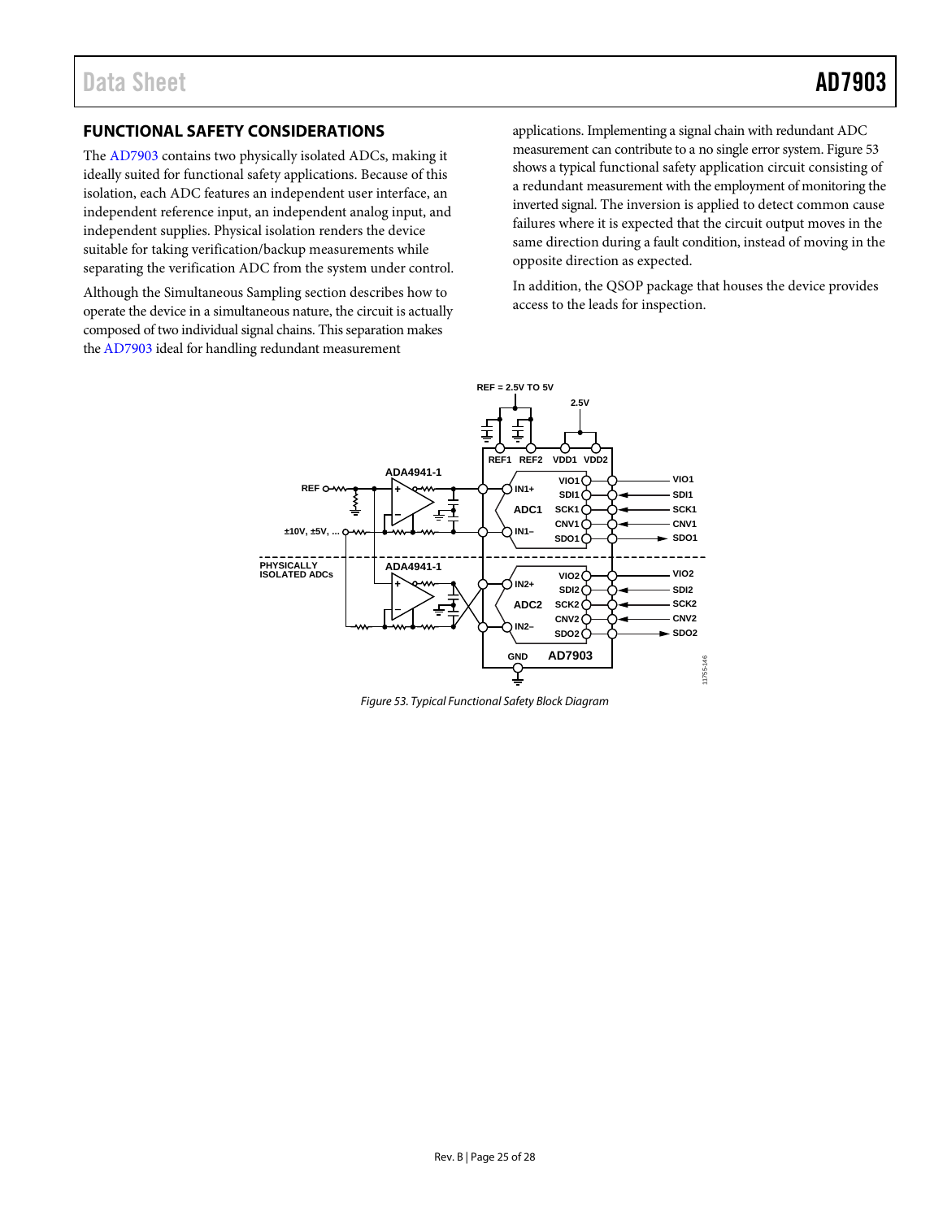## FUNCTIONAL SAFETY CONSIDERATIONS

The AD7903 contains two physically isolated ADCs, making it ideally suited for functional safety applications. Because of this isolation, each ADC features an independent user interface, an independent reference input, an independent analog input, and independent supplies. Physical isolation renders the device suitable for taking verification/backup measurements while separating the verification ADC from the system under control.

Although the Simultaneous Sampling section describes how to operate the device in a simultaneous nature, the circuit is actually composed of two individual signal chains. This separation makes the AD7903 ideal for handling redundant measurement applications. Implementing a signal chain with redundant ADC measurement can contribute to a no single error system. Figure 53 shows a typical functional safety application circuit consisting of a redundant measurement with the employment of monitoring the inverted signal. The inversion is applied to detect common cause failures where it is expected that the circuit output moves in the same direction during a fault condition, instead of moving in the opposite direction as expected.

In addition, the QSOP package that houses the device provides access to the leads for inspection.

*Figure 53. Typical Functional Safety Block Diagram*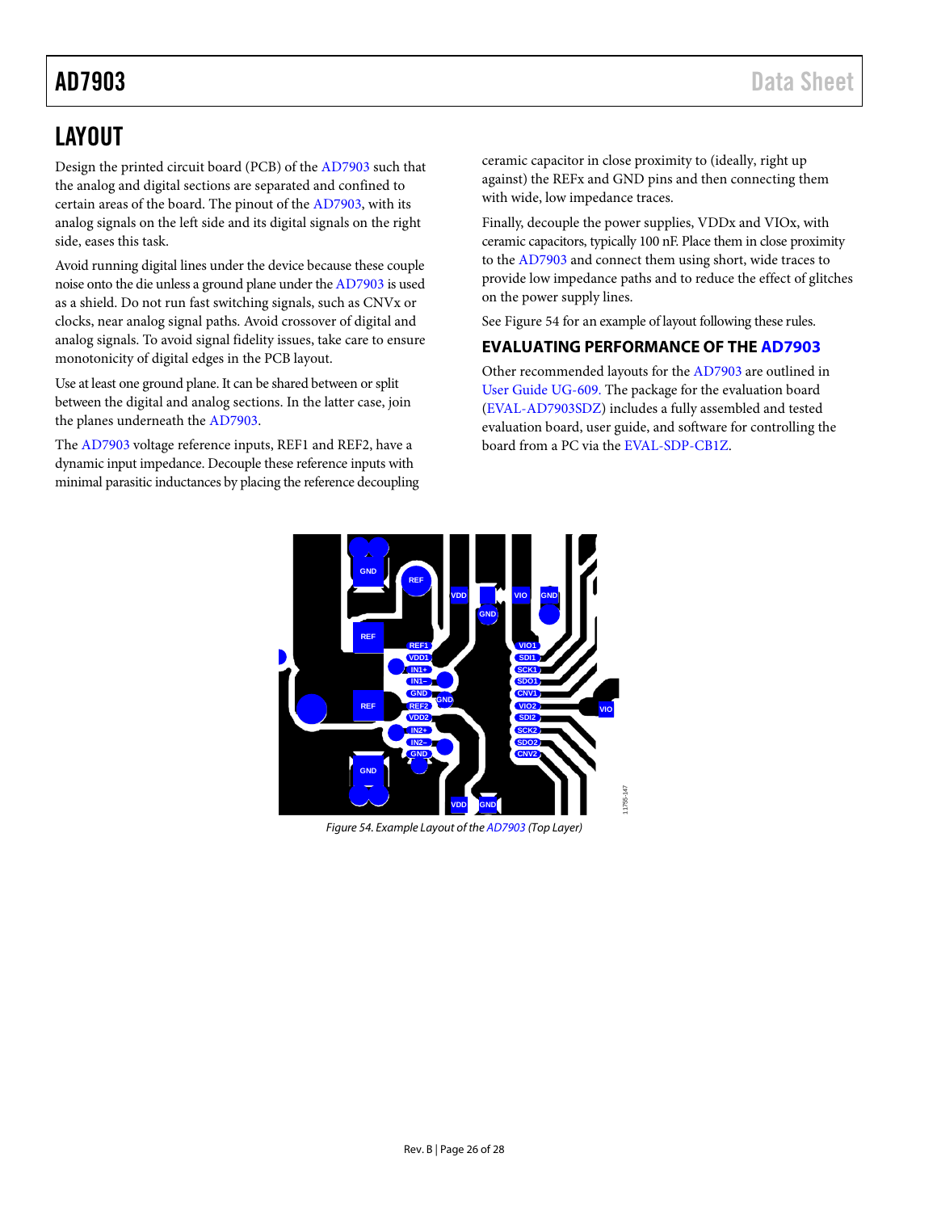## LAYOUT

Design the printed circuit board (PCB) of the AD7903 such that the analog and digital sections are separated and confined to certain areas of the board. The pinout of the AD7903, with its analog signals on the left side and its digital signals on the right side, eases this task.

Avoid running digital lines under the device because these couple noise onto the die unless a ground plane under the AD7903 is used as a shield. Do not run fast switching signals, such as CNVx or clocks, near analog signal paths. Avoid crossover of digital and analog signals. To avoid signal fidelity issues, take care to ensure monotonicity of digital edges in the PCB layout.

Use at least one ground plane. It can be shared between or split between the digital and analog sections. In the latter case, join the planes underneath the AD7903.

The AD7903 voltage reference inputs, REF1 and REF2, have a dynamic input impedance. Decouple these reference inputs with minimal parasitic inductances by placing the reference decoupling ceramic capacitor in close proximity to (ideally, right up against) the REFx and GND pins and then connecting them with wide, low impedance traces.

Finally, decouple the power supplies, VDDx and VIOx, with ceramic capacitors, typically 100 nF. Place them in close proximity to the AD7903 and connect them using short, wide traces to provide low impedance paths and to reduce the effect of glitches on the power supply lines.

See Figure 54 for an example of layout following these rules.

### EVALUATING PERFORMANCE OF THE AD7903

Other recommended layouts for the AD7903 are outlined in User Guide UG-609. The package for the evaluation board (EVAL-AD7903SDZ) includes a fully assembled and tested evaluation board, user guide, and software for controlling the board from a PC via the EVAL-SDP-CB1Z.

*Figure 54. Example Layout of the AD7903 (Top Layer)*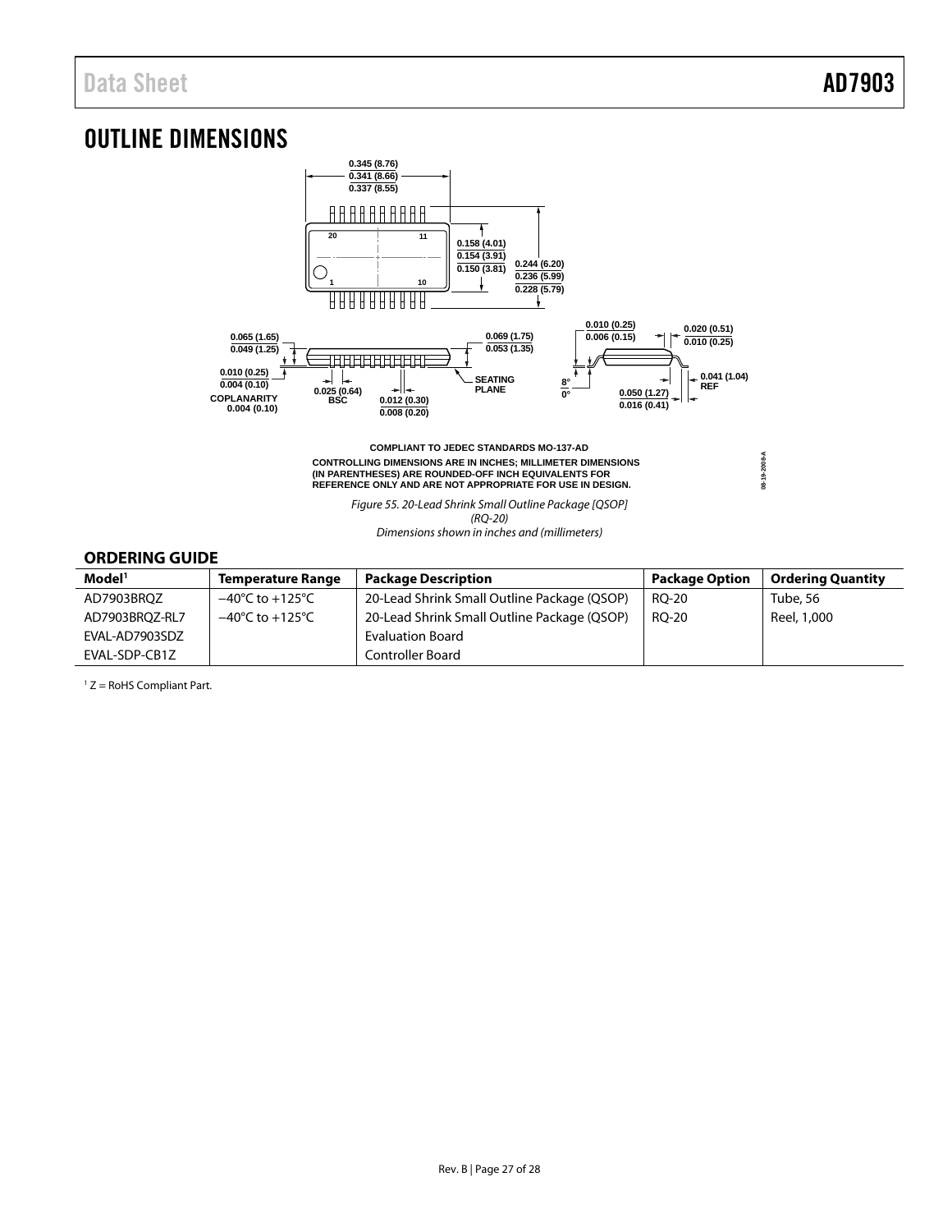## OUTLINE DIMENSIONS

COMPLIANT TO JEDEC STANDARDS MO-137-AD

CONTROLLING DIMENSIONS ARE IN INCHES; MILLIMETER DIMENSIONS (IN PARENTHESES) ARE ROUNDED-OFF INCH EQUIVALENTS FOR REFERENCE ONLY AND ARE NOT APPROPRIATE FOR USE IN DESIGN.

*Figure 55. 20-Lead Shrink Small Outline Package [QSOP] (RQ-20) Dimensions shown in inches and (millimeters)*

### ORDERING GUIDE

| Model[1] | Temperature Range | Package Description | Package Option | Ordering Quantity |
|---|---|---|---|---|
| AD7903BRQZ | −40°C to +125°C | 20-Lead Shrink Small Outline Package (QSOP) | RQ-20 | Tube, 56 |
| AD7903BRQZ-RL7 | −40°C to +125°C | 20-Lead Shrink Small Outline Package (QSOP) | RQ-20 | Reel, 1,000 |
| EVAL-AD7903SDZ | | Evaluation Board | | |
| EVAL-SDP-CB1Z | | Controller Board | | |

[1] Z = RoHS Compliant Part.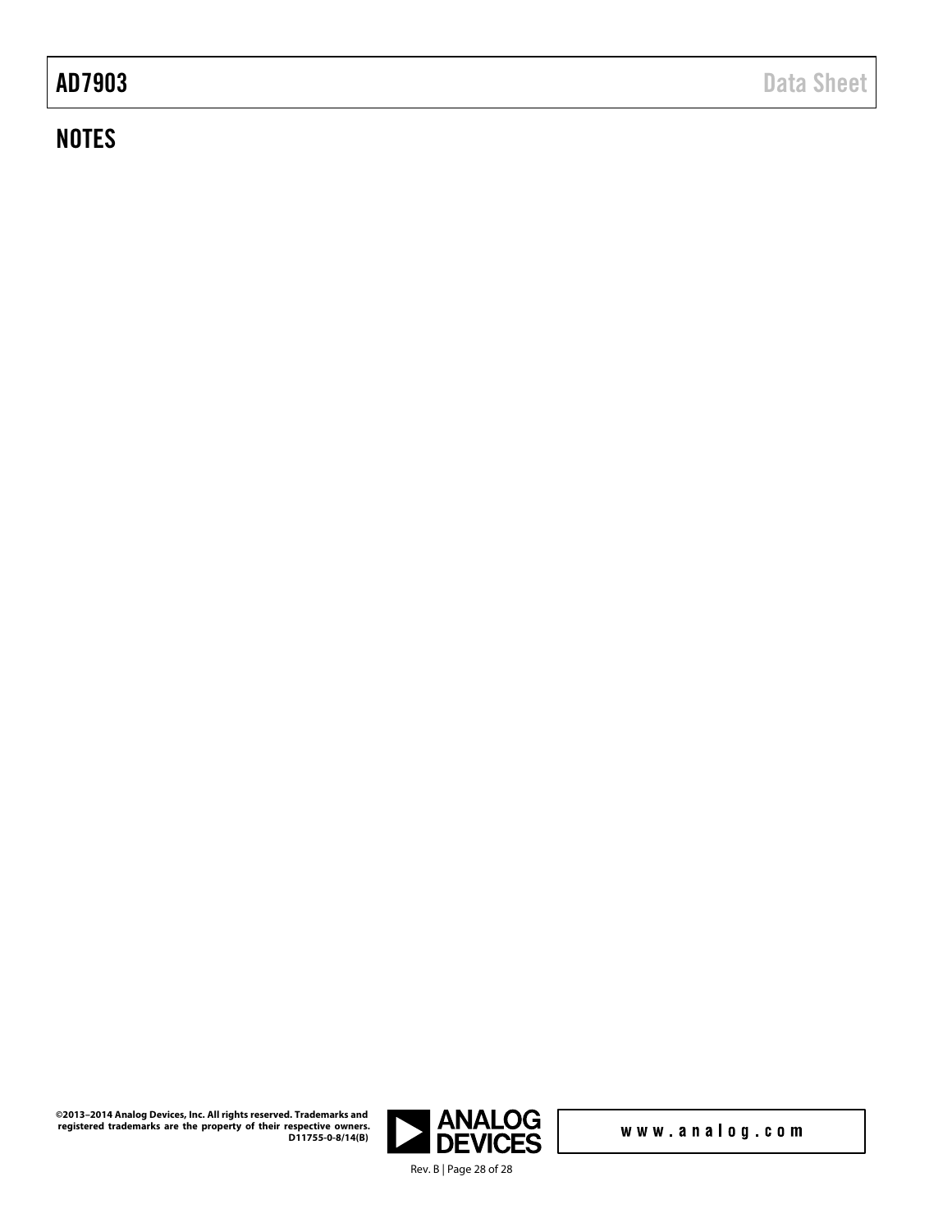## NOTES

©2013–2014 Analog Devices, Inc. All rights reserved. Trademarks and registered trademarks are the property of their respective owners. D11755-0-8/14(B)

www.analog.com